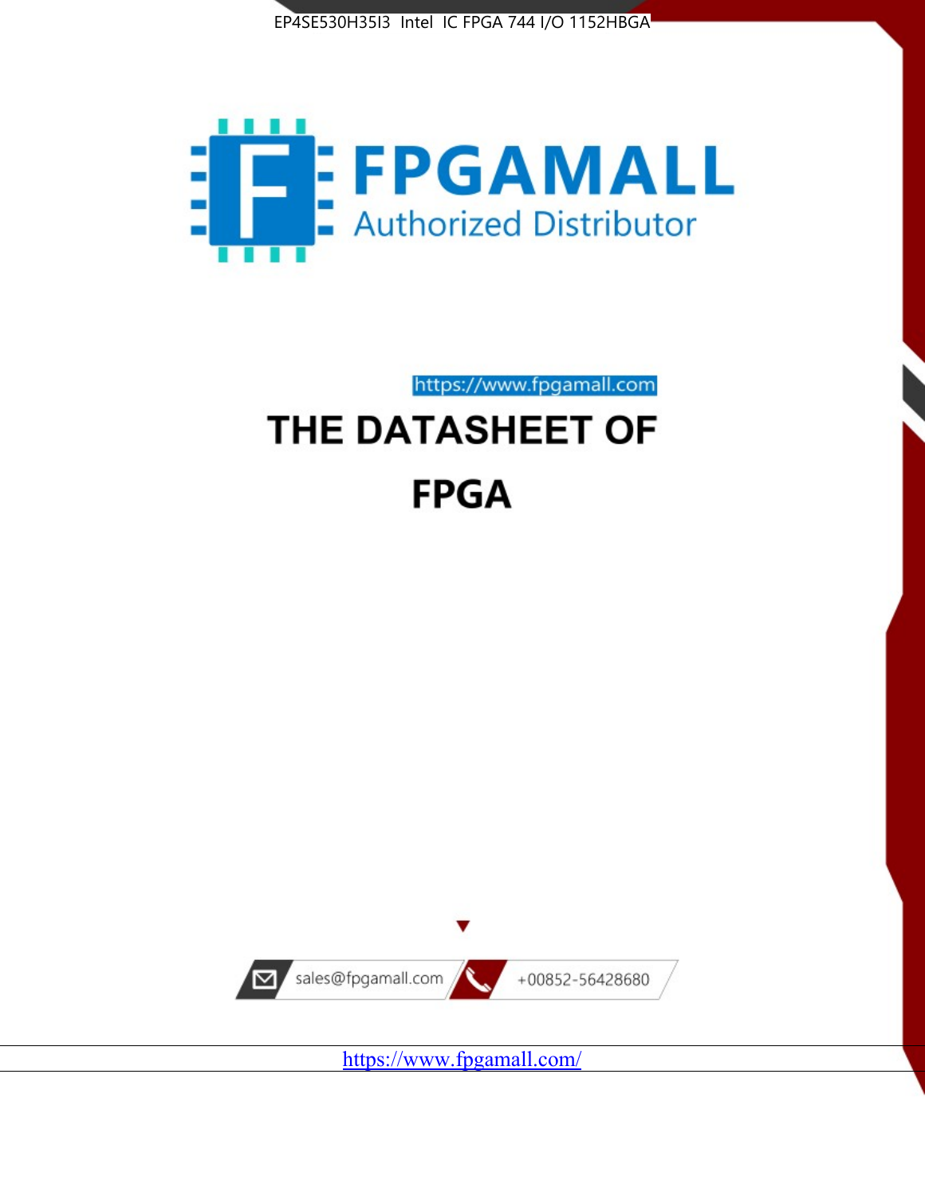EP4SE530H35I3 Intel IC FPGA 744 I/O 1152HBGA

FPGAMALL

Authorized Distributor

https://www.fpgamall.com

# THE DATASHEET OF

# FPGA

sales@fpgamall.com

+00852-56428680

https://www.fpgamall.com/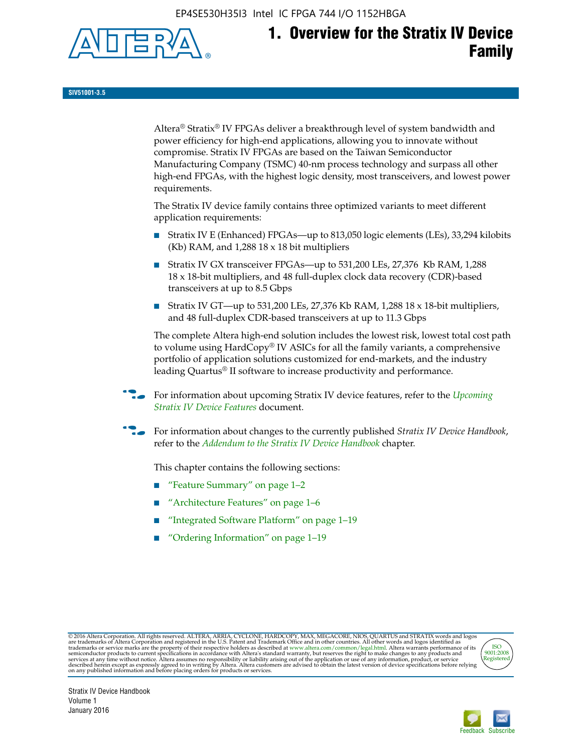# 1. Overview for the Stratix IV Device Family

SIV51001-3.5

Altera® Stratix® IV FPGAs deliver a breakthrough level of system bandwidth and power efficiency for high-end applications, allowing you to innovate without compromise. Stratix IV FPGAs are based on the Taiwan Semiconductor Manufacturing Company (TSMC) 40-nm process technology and surpass all other high-end FPGAs, with the highest logic density, most transceivers, and lowest power requirements.

The Stratix IV device family contains three optimized variants to meet different application requirements:

- Stratix IV E (Enhanced) FPGAs—up to 813,050 logic elements (LEs), 33,294 kilobits (Kb) RAM, and 1,288 18 x 18 bit multipliers
- Stratix IV GX transceiver FPGAs—up to 531,200 LEs, 27,376 Kb RAM, 1,288 18 x 18-bit multipliers, and 48 full-duplex clock data recovery (CDR)-based transceivers at up to 8.5 Gbps
- Stratix IV GT—up to 531,200 LEs, 27,376 Kb RAM, 1,288 18 x 18-bit multipliers, and 48 full-duplex CDR-based transceivers at up to 11.3 Gbps

The complete Altera high-end solution includes the lowest risk, lowest total cost path to volume using HardCopy® IV ASICs for all the family variants, a comprehensive portfolio of application solutions customized for end-markets, and the industry leading Quartus® II software to increase productivity and performance.

For information about upcoming Stratix IV device features, refer to the *Upcoming Stratix IV Device Features* document.

For information about changes to the currently published *Stratix IV Device Handbook*, refer to the *Addendum to the Stratix IV Device Handbook* chapter.

This chapter contains the following sections:

- "Feature Summary" on page 1–2
- "Architecture Features" on page 1–6
- "Integrated Software Platform" on page 1–19
- "Ordering Information" on page 1–19

© 2016 Altera Corporation. All rights reserved. ALTERA, ARRIA, CYCLONE, HARDCOPY, MAX, MEGACORE, NIOS, QUARTUS and STRATIX words and logos are trademarks of Altera Corporation and registered in the U.S. Patent and Trademark Office and in other countries. All other words and logos identified as trademarks or service marks are the property of their respective holders as described at www.altera.com/common/legal.html. Altera warrants performance of its semiconductor products to current specifications in accordance with Altera's standard warranty, but reserves the right to make changes to any products and services at any time without notice. Altera assumes no responsibility or liability arising out of the application or use of any information, product, or service described herein except as expressly agreed to in writing by Altera. Altera customers are advised to obtain the latest version of device specifications before relying on any published information and before placing orders for products or services.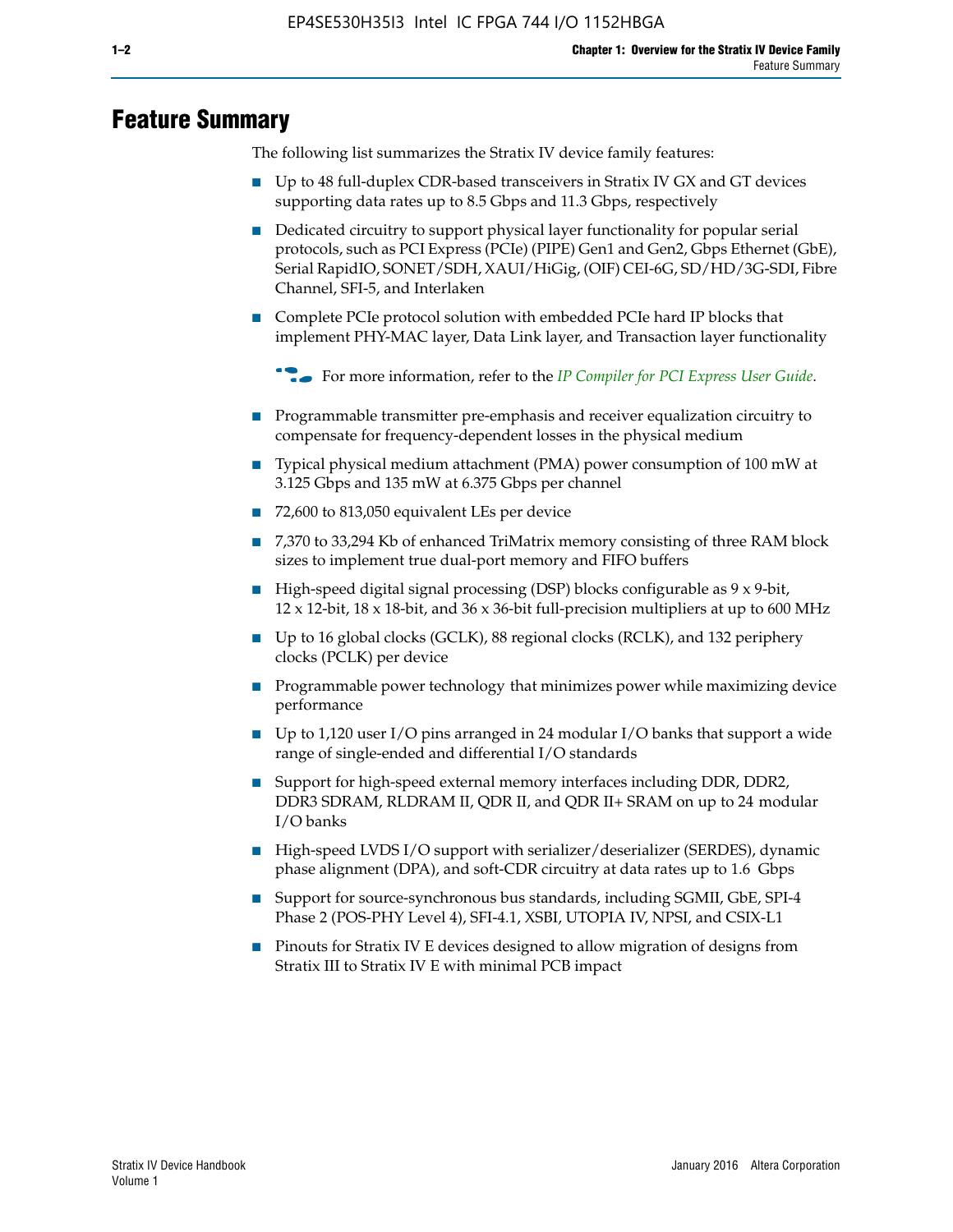# Feature Summary

The following list summarizes the Stratix IV device family features:

- Up to 48 full-duplex CDR-based transceivers in Stratix IV GX and GT devices supporting data rates up to 8.5 Gbps and 11.3 Gbps, respectively
- Dedicated circuitry to support physical layer functionality for popular serial protocols, such as PCI Express (PCIe) (PIPE) Gen1 and Gen2, Gbps Ethernet (GbE), Serial RapidIO, SONET/SDH, XAUI/HiGig, (OIF) CEI-6G, SD/HD/3G-SDI, Fibre Channel, SFI-5, and Interlaken
- Complete PCIe protocol solution with embedded PCIe hard IP blocks that implement PHY-MAC layer, Data Link layer, and Transaction layer functionality

  For more information, refer to the *IP Compiler for PCI Express User Guide*.

- Programmable transmitter pre-emphasis and receiver equalization circuitry to compensate for frequency-dependent losses in the physical medium
- Typical physical medium attachment (PMA) power consumption of 100 mW at 3.125 Gbps and 135 mW at 6.375 Gbps per channel
- 72,600 to 813,050 equivalent LEs per device
- 7,370 to 33,294 Kb of enhanced TriMatrix memory consisting of three RAM block sizes to implement true dual-port memory and FIFO buffers
- High-speed digital signal processing (DSP) blocks configurable as 9 x 9-bit, 12 x 12-bit, 18 x 18-bit, and 36 x 36-bit full-precision multipliers at up to 600 MHz
- Up to 16 global clocks (GCLK), 88 regional clocks (RCLK), and 132 periphery clocks (PCLK) per device
- Programmable power technology that minimizes power while maximizing device performance
- Up to 1,120 user I/O pins arranged in 24 modular I/O banks that support a wide range of single-ended and differential I/O standards
- Support for high-speed external memory interfaces including DDR, DDR2, DDR3 SDRAM, RLDRAM II, QDR II, and QDR II+ SRAM on up to 24 modular I/O banks
- High-speed LVDS I/O support with serializer/deserializer (SERDES), dynamic phase alignment (DPA), and soft-CDR circuitry at data rates up to 1.6 Gbps
- Support for source-synchronous bus standards, including SGMII, GbE, SPI-4 Phase 2 (POS-PHY Level 4), SFI-4.1, XSBI, UTOPIA IV, NPSI, and CSIX-L1
- Pinouts for Stratix IV E devices designed to allow migration of designs from Stratix III to Stratix IV E with minimal PCB impact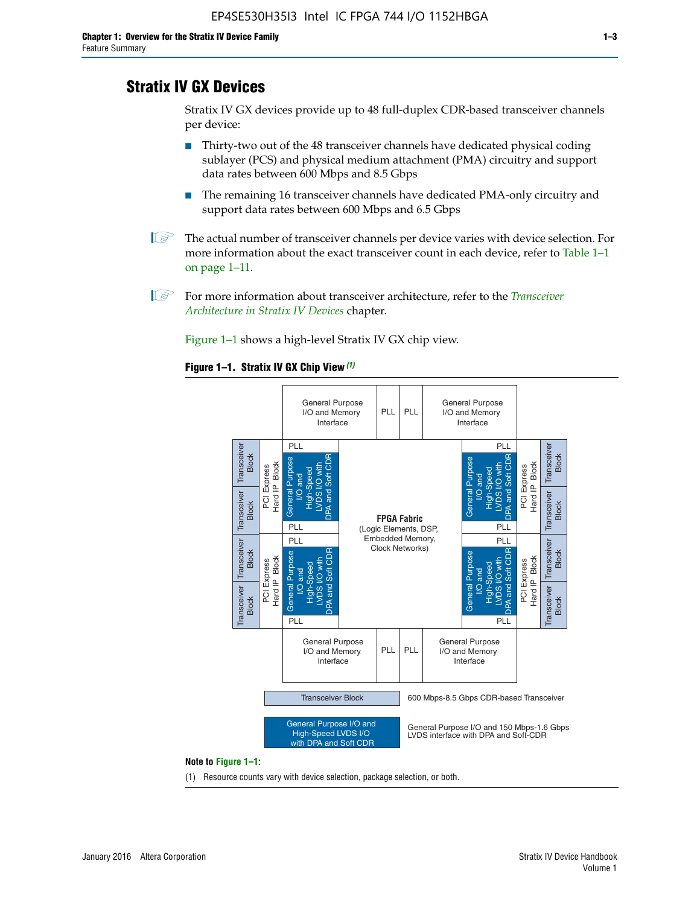## Stratix IV GX Devices

Stratix IV GX devices provide up to 48 full-duplex CDR-based transceiver channels per device:

- Thirty-two out of the 48 transceiver channels have dedicated physical coding sublayer (PCS) and physical medium attachment (PMA) circuitry and support data rates between 600 Mbps and 8.5 Gbps
- The remaining 16 transceiver channels have dedicated PMA-only circuitry and support data rates between 600 Mbps and 6.5 Gbps

The actual number of transceiver channels per device varies with device selection. For more information about the exact transceiver count in each device, refer to Table 1–1 on page 1–11.

For more information about transceiver architecture, refer to the *Transceiver Architecture in Stratix IV Devices* chapter.

Figure 1–1 shows a high-level Stratix IV GX chip view.

**Figure 1–1. Stratix IV GX Chip View** *(1)*

Note to Figure 1–1:

(1) Resource counts vary with device selection, package selection, or both.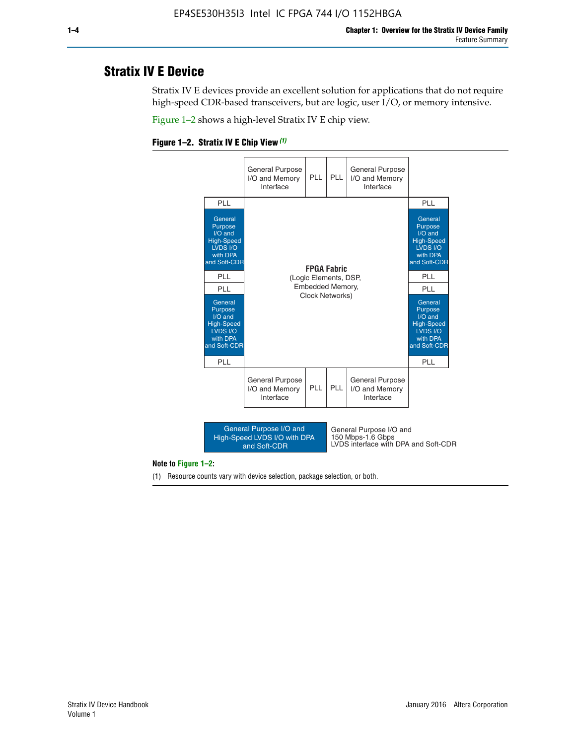## Stratix IV E Device

Stratix IV E devices provide an excellent solution for applications that do not require high-speed CDR-based transceivers, but are logic, user I/O, or memory intensive.

Figure 1–2 shows a high-level Stratix IV E chip view.

**Figure 1–2. Stratix IV E Chip View** *(1)*

| | General Purpose I/O and Memory Interface | PLL | PLL | General Purpose I/O and Memory Interface | |
|---|---|---|---|---|---|
| PLL | | | | | PLL |
| General Purpose I/O and High-Speed LVDS I/O with DPA and Soft-CDR | | | | | General Purpose I/O and High-Speed LVDS I/O with DPA and Soft-CDR |
| PLL | | **FPGA Fabric** (Logic Elements, DSP, Embedded Memory, Clock Networks) | | | PLL |
| PLL | | | | | PLL |
| General Purpose I/O and High-Speed LVDS I/O with DPA and Soft-CDR | | | | | General Purpose I/O and High-Speed LVDS I/O with DPA and Soft-CDR |
| PLL | | | | | PLL |
| | General Purpose I/O and Memory Interface | PLL | PLL | General Purpose I/O and Memory Interface | |

Legend: General Purpose I/O and High-Speed LVDS I/O with DPA and Soft-CDR — General Purpose I/O and 150 Mbps-1.6 Gbps LVDS interface with DPA and Soft-CDR

**Note to Figure 1–2:**

(1) Resource counts vary with device selection, package selection, or both.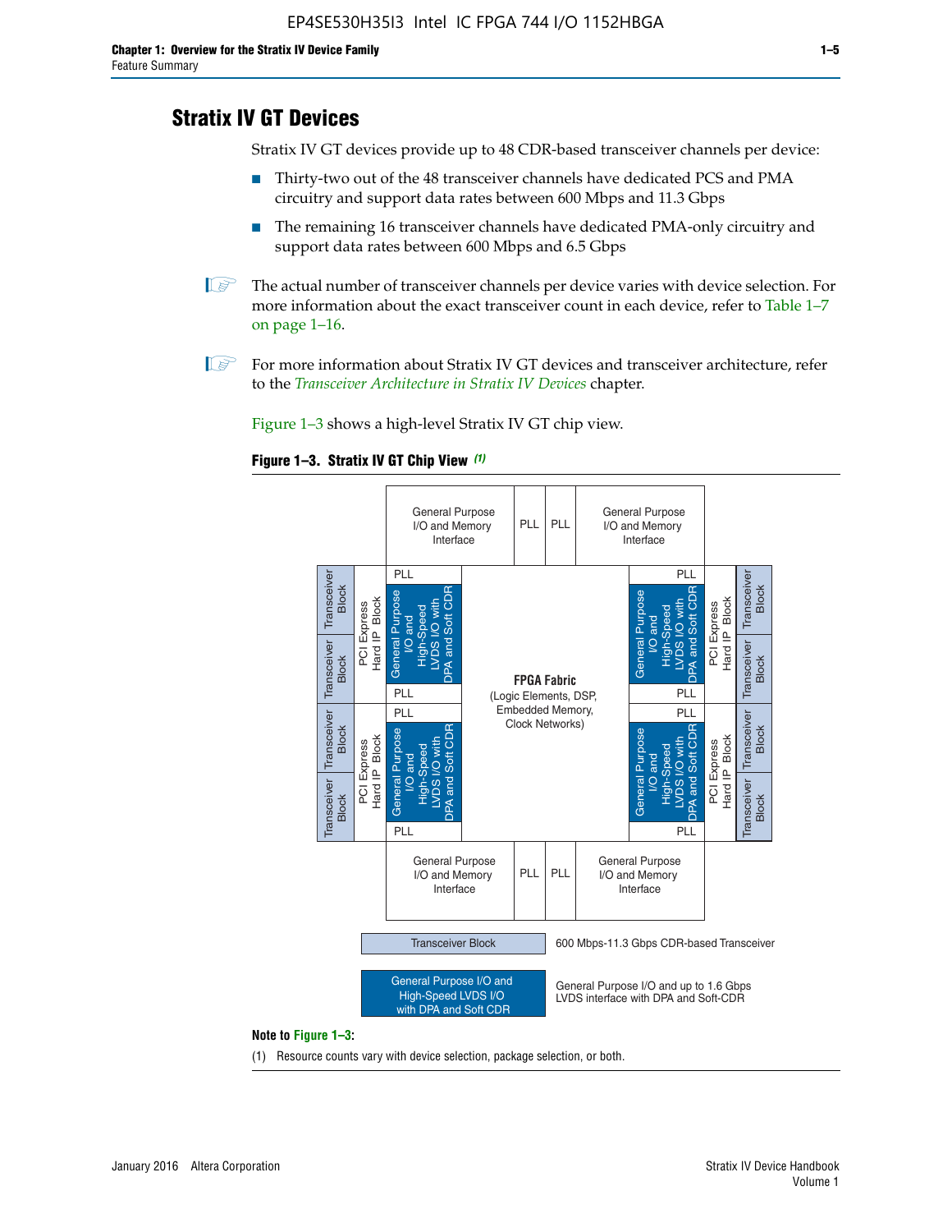## Stratix IV GT Devices

Stratix IV GT devices provide up to 48 CDR-based transceiver channels per device:

- Thirty-two out of the 48 transceiver channels have dedicated PCS and PMA circuitry and support data rates between 600 Mbps and 11.3 Gbps
- The remaining 16 transceiver channels have dedicated PMA-only circuitry and support data rates between 600 Mbps and 6.5 Gbps

The actual number of transceiver channels per device varies with device selection. For more information about the exact transceiver count in each device, refer to Table 1–7 on page 1–16.

For more information about Stratix IV GT devices and transceiver architecture, refer to the *Transceiver Architecture in Stratix IV Devices* chapter.

Figure 1–3 shows a high-level Stratix IV GT chip view.

**Figure 1–3. Stratix IV GT Chip View** *(1)*

General Purpose I/O and Memory Interface | PLL | PLL | General Purpose I/O and Memory Interface

Transceiver Block | Transceiver Block | PCI Express Hard IP Block | PLL | General Purpose I/O and High-Speed LVDS I/O with DPA and Soft CDR | PLL

Transceiver Block | Transceiver Block | PCI Express Hard IP Block | PLL | General Purpose I/O and High-Speed LVDS I/O with DPA and Soft CDR | PLL

**FPGA Fabric** (Logic Elements, DSP, Embedded Memory, Clock Networks)

PLL | General Purpose I/O and High-Speed LVDS I/O with DPA and Soft CDR | PLL | PCI Express Hard IP Block | Transceiver Block | Transceiver Block

PLL | General Purpose I/O and High-Speed LVDS I/O with DPA and Soft CDR | PLL | PCI Express Hard IP Block | Transceiver Block | Transceiver Block

General Purpose I/O and Memory Interface | PLL | PLL | General Purpose I/O and Memory Interface

Transceiver Block — 600 Mbps-11.3 Gbps CDR-based Transceiver

General Purpose I/O and High-Speed LVDS I/O with DPA and Soft CDR — General Purpose I/O and up to 1.6 Gbps LVDS interface with DPA and Soft-CDR

**Note to Figure 1–3:**

(1) Resource counts vary with device selection, package selection, or both.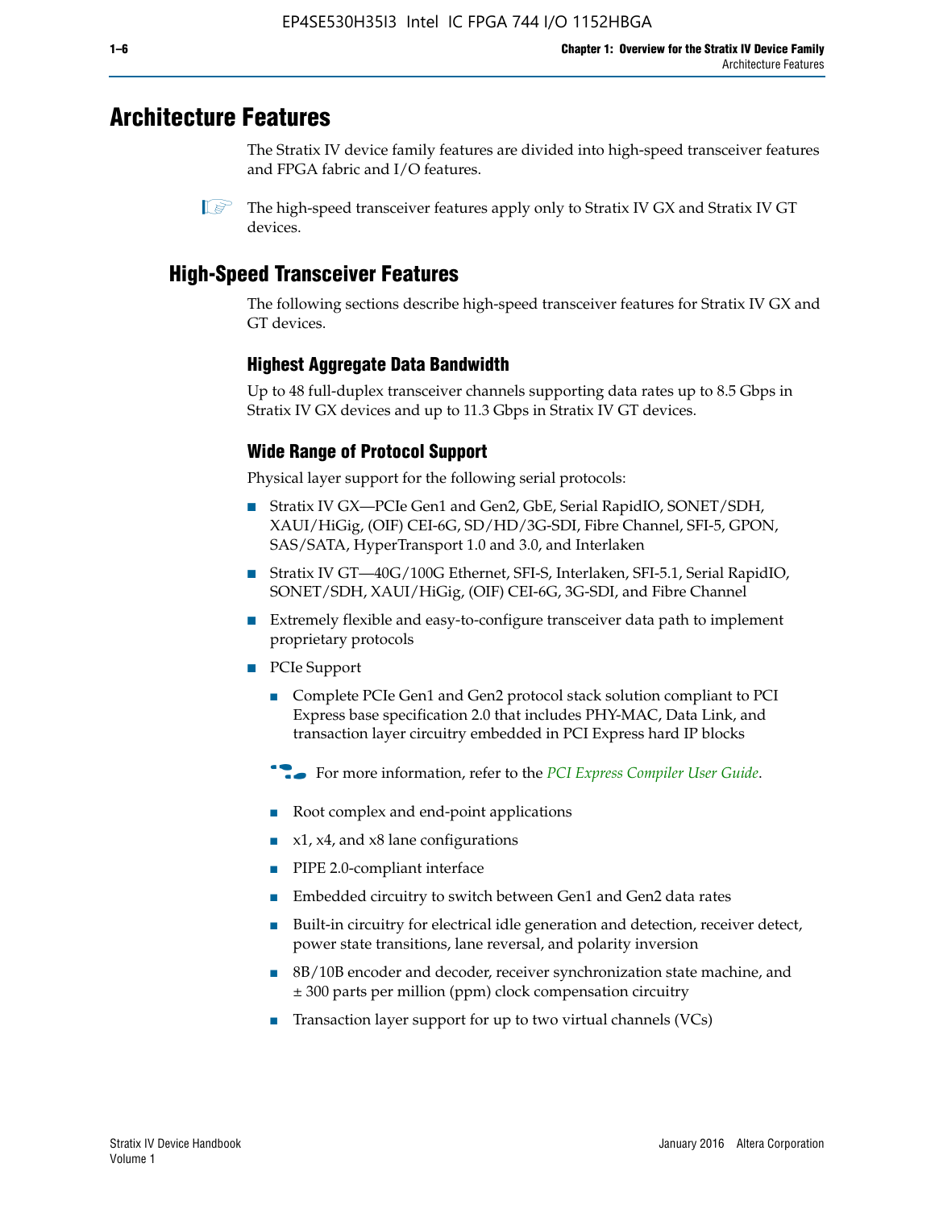# Architecture Features

The Stratix IV device family features are divided into high-speed transceiver features and FPGA fabric and I/O features.

The high-speed transceiver features apply only to Stratix IV GX and Stratix IV GT devices.

## High-Speed Transceiver Features

The following sections describe high-speed transceiver features for Stratix IV GX and GT devices.

### Highest Aggregate Data Bandwidth

Up to 48 full-duplex transceiver channels supporting data rates up to 8.5 Gbps in Stratix IV GX devices and up to 11.3 Gbps in Stratix IV GT devices.

### Wide Range of Protocol Support

Physical layer support for the following serial protocols:

- Stratix IV GX—PCIe Gen1 and Gen2, GbE, Serial RapidIO, SONET/SDH, XAUI/HiGig, (OIF) CEI-6G, SD/HD/3G-SDI, Fibre Channel, SFI-5, GPON, SAS/SATA, HyperTransport 1.0 and 3.0, and Interlaken
- Stratix IV GT—40G/100G Ethernet, SFI-S, Interlaken, SFI-5.1, Serial RapidIO, SONET/SDH, XAUI/HiGig, (OIF) CEI-6G, 3G-SDI, and Fibre Channel
- Extremely flexible and easy-to-configure transceiver data path to implement proprietary protocols
- PCIe Support
  - Complete PCIe Gen1 and Gen2 protocol stack solution compliant to PCI Express base specification 2.0 that includes PHY-MAC, Data Link, and transaction layer circuitry embedded in PCI Express hard IP blocks

  For more information, refer to the *PCI Express Compiler User Guide*.

  - Root complex and end-point applications
  - x1, x4, and x8 lane configurations
  - PIPE 2.0-compliant interface
  - Embedded circuitry to switch between Gen1 and Gen2 data rates
  - Built-in circuitry for electrical idle generation and detection, receiver detect, power state transitions, lane reversal, and polarity inversion
  - 8B/10B encoder and decoder, receiver synchronization state machine, and ± 300 parts per million (ppm) clock compensation circuitry
  - Transaction layer support for up to two virtual channels (VCs)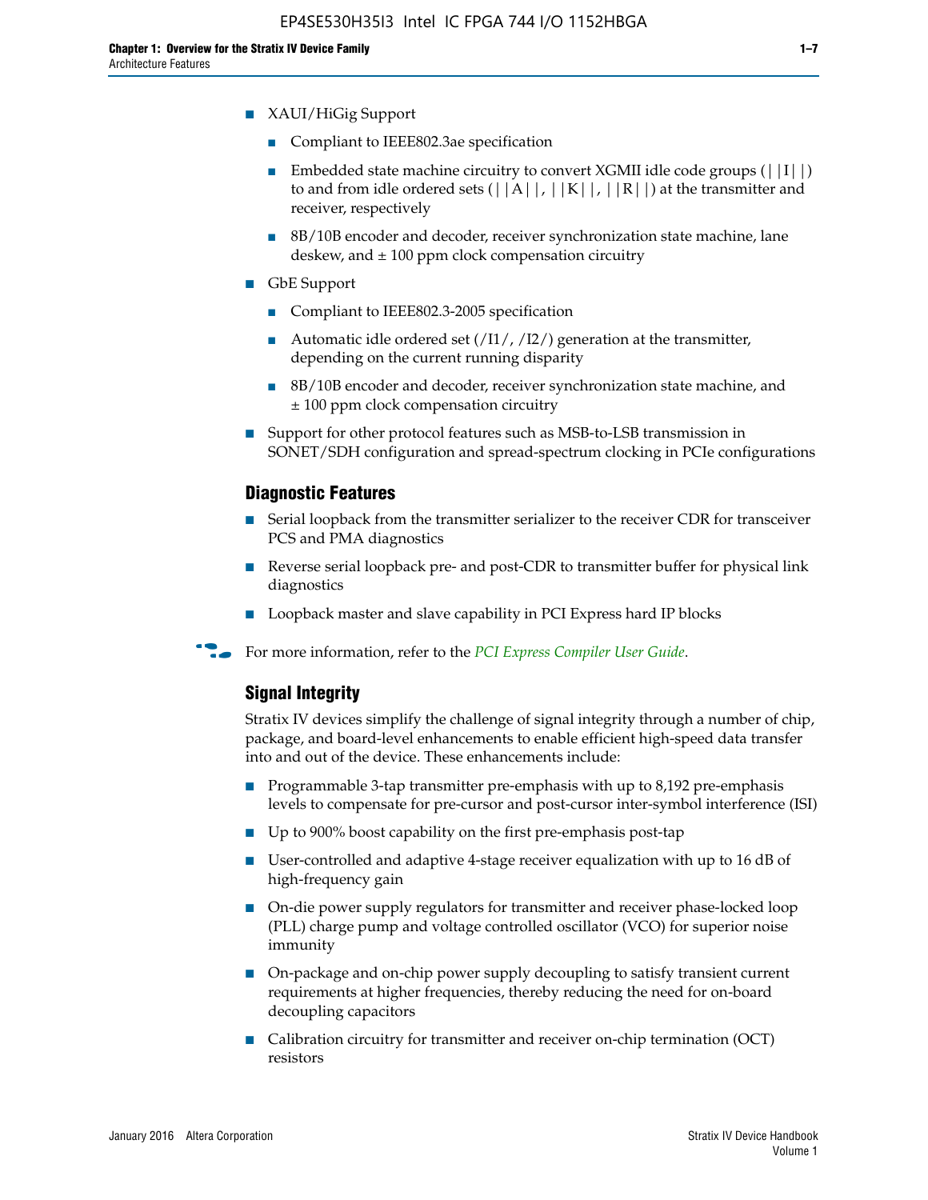- XAUI/HiGig Support
  - Compliant to IEEE802.3ae specification
  - Embedded state machine circuitry to convert XGMII idle code groups (||I||) to and from idle ordered sets (||A||, ||K||, ||R||) at the transmitter and receiver, respectively
  - 8B/10B encoder and decoder, receiver synchronization state machine, lane deskew, and ± 100 ppm clock compensation circuitry
- GbE Support
  - Compliant to IEEE802.3-2005 specification
  - Automatic idle ordered set (/I1/, /I2/) generation at the transmitter, depending on the current running disparity
  - 8B/10B encoder and decoder, receiver synchronization state machine, and ± 100 ppm clock compensation circuitry
- Support for other protocol features such as MSB-to-LSB transmission in SONET/SDH configuration and spread-spectrum clocking in PCIe configurations

### Diagnostic Features

- Serial loopback from the transmitter serializer to the receiver CDR for transceiver PCS and PMA diagnostics
- Reverse serial loopback pre- and post-CDR to transmitter buffer for physical link diagnostics
- Loopback master and slave capability in PCI Express hard IP blocks

For more information, refer to the *PCI Express Compiler User Guide*.

### Signal Integrity

Stratix IV devices simplify the challenge of signal integrity through a number of chip, package, and board-level enhancements to enable efficient high-speed data transfer into and out of the device. These enhancements include:

- Programmable 3-tap transmitter pre-emphasis with up to 8,192 pre-emphasis levels to compensate for pre-cursor and post-cursor inter-symbol interference (ISI)
- Up to 900% boost capability on the first pre-emphasis post-tap
- User-controlled and adaptive 4-stage receiver equalization with up to 16 dB of high-frequency gain
- On-die power supply regulators for transmitter and receiver phase-locked loop (PLL) charge pump and voltage controlled oscillator (VCO) for superior noise immunity
- On-package and on-chip power supply decoupling to satisfy transient current requirements at higher frequencies, thereby reducing the need for on-board decoupling capacitors
- Calibration circuitry for transmitter and receiver on-chip termination (OCT) resistors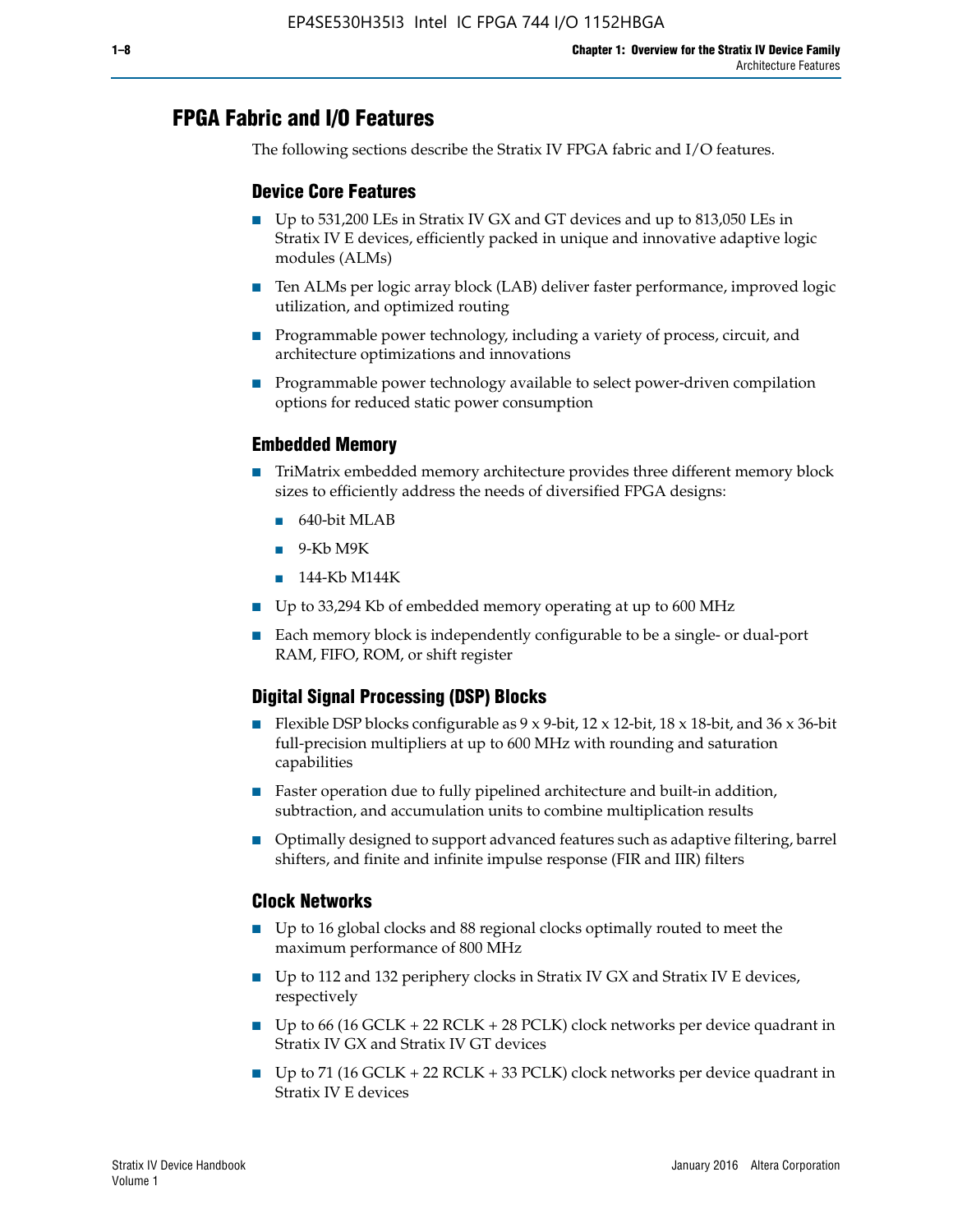## FPGA Fabric and I/O Features

The following sections describe the Stratix IV FPGA fabric and I/O features.

### Device Core Features

- Up to 531,200 LEs in Stratix IV GX and GT devices and up to 813,050 LEs in Stratix IV E devices, efficiently packed in unique and innovative adaptive logic modules (ALMs)
- Ten ALMs per logic array block (LAB) deliver faster performance, improved logic utilization, and optimized routing
- Programmable power technology, including a variety of process, circuit, and architecture optimizations and innovations
- Programmable power technology available to select power-driven compilation options for reduced static power consumption

### Embedded Memory

- TriMatrix embedded memory architecture provides three different memory block sizes to efficiently address the needs of diversified FPGA designs:
  - 640-bit MLAB
  - 9-Kb M9K
  - 144-Kb M144K
- Up to 33,294 Kb of embedded memory operating at up to 600 MHz
- Each memory block is independently configurable to be a single- or dual-port RAM, FIFO, ROM, or shift register

### Digital Signal Processing (DSP) Blocks

- Flexible DSP blocks configurable as 9 x 9-bit, 12 x 12-bit, 18 x 18-bit, and 36 x 36-bit full-precision multipliers at up to 600 MHz with rounding and saturation capabilities
- Faster operation due to fully pipelined architecture and built-in addition, subtraction, and accumulation units to combine multiplication results
- Optimally designed to support advanced features such as adaptive filtering, barrel shifters, and finite and infinite impulse response (FIR and IIR) filters

### Clock Networks

- Up to 16 global clocks and 88 regional clocks optimally routed to meet the maximum performance of 800 MHz
- Up to 112 and 132 periphery clocks in Stratix IV GX and Stratix IV E devices, respectively
- Up to 66 (16 GCLK + 22 RCLK + 28 PCLK) clock networks per device quadrant in Stratix IV GX and Stratix IV GT devices
- Up to 71 (16 GCLK + 22 RCLK + 33 PCLK) clock networks per device quadrant in Stratix IV E devices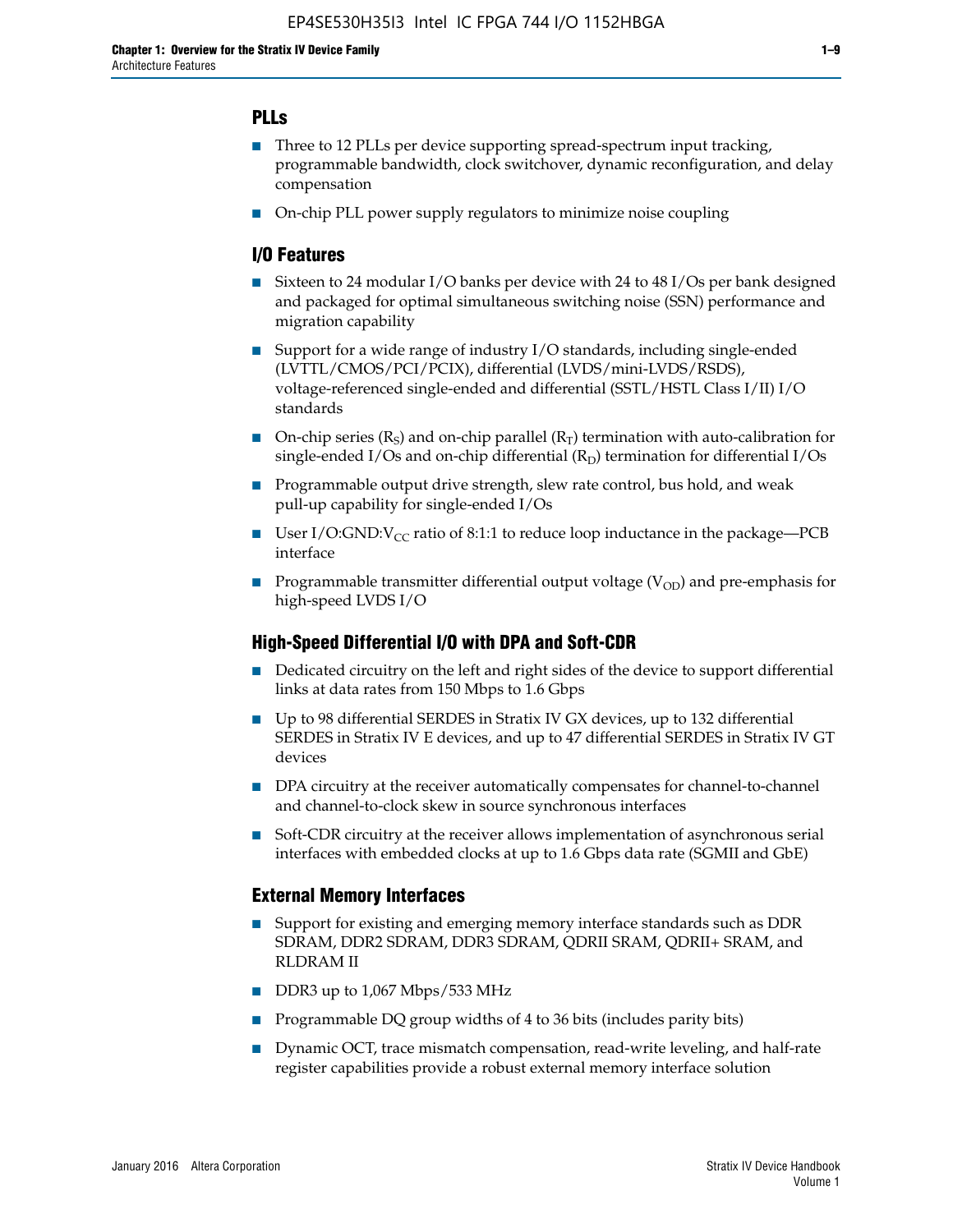### PLLs

- Three to 12 PLLs per device supporting spread-spectrum input tracking, programmable bandwidth, clock switchover, dynamic reconfiguration, and delay compensation
- On-chip PLL power supply regulators to minimize noise coupling

### I/O Features

- Sixteen to 24 modular I/O banks per device with 24 to 48 I/Os per bank designed and packaged for optimal simultaneous switching noise (SSN) performance and migration capability
- Support for a wide range of industry I/O standards, including single-ended (LVTTL/CMOS/PCI/PCIX), differential (LVDS/mini-LVDS/RSDS), voltage-referenced single-ended and differential (SSTL/HSTL Class I/II) I/O standards
- On-chip series ($R_S$) and on-chip parallel ($R_T$) termination with auto-calibration for single-ended I/Os and on-chip differential ($R_D$) termination for differential I/Os
- Programmable output drive strength, slew rate control, bus hold, and weak pull-up capability for single-ended I/Os
- User I/O:GND:$V_{CC}$ ratio of 8:1:1 to reduce loop inductance in the package—PCB interface
- Programmable transmitter differential output voltage ($V_{OD}$) and pre-emphasis for high-speed LVDS I/O

### High-Speed Differential I/O with DPA and Soft-CDR

- Dedicated circuitry on the left and right sides of the device to support differential links at data rates from 150 Mbps to 1.6 Gbps
- Up to 98 differential SERDES in Stratix IV GX devices, up to 132 differential SERDES in Stratix IV E devices, and up to 47 differential SERDES in Stratix IV GT devices
- DPA circuitry at the receiver automatically compensates for channel-to-channel and channel-to-clock skew in source synchronous interfaces
- Soft-CDR circuitry at the receiver allows implementation of asynchronous serial interfaces with embedded clocks at up to 1.6 Gbps data rate (SGMII and GbE)

### External Memory Interfaces

- Support for existing and emerging memory interface standards such as DDR SDRAM, DDR2 SDRAM, DDR3 SDRAM, QDRII SRAM, QDRII+ SRAM, and RLDRAM II
- DDR3 up to 1,067 Mbps/533 MHz
- Programmable DQ group widths of 4 to 36 bits (includes parity bits)
- Dynamic OCT, trace mismatch compensation, read-write leveling, and half-rate register capabilities provide a robust external memory interface solution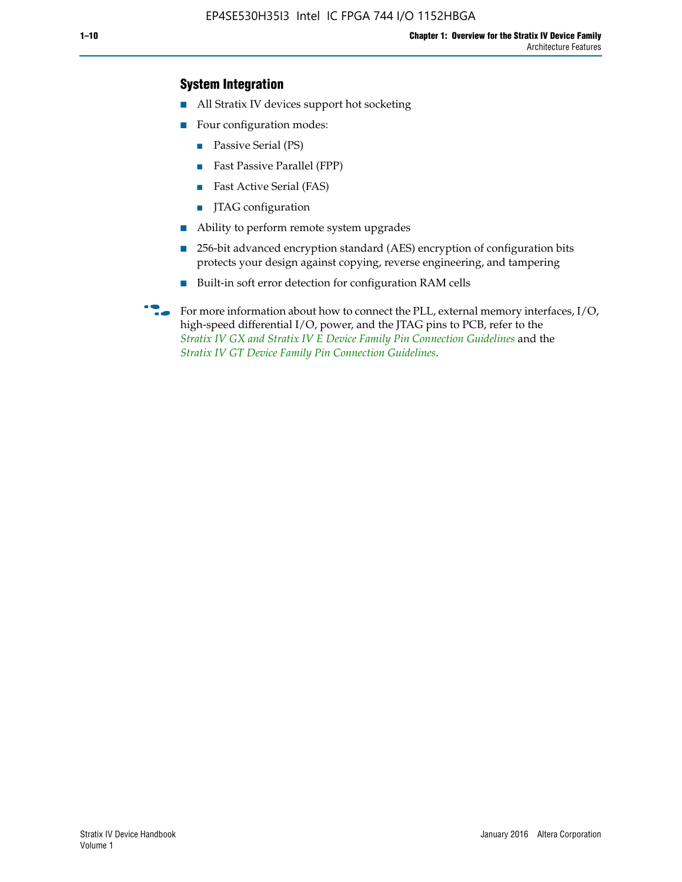## System Integration

- All Stratix IV devices support hot socketing
- Four configuration modes:
  - Passive Serial (PS)
  - Fast Passive Parallel (FPP)
  - Fast Active Serial (FAS)
  - JTAG configuration
- Ability to perform remote system upgrades
- 256-bit advanced encryption standard (AES) encryption of configuration bits protects your design against copying, reverse engineering, and tampering
- Built-in soft error detection for configuration RAM cells

For more information about how to connect the PLL, external memory interfaces, I/O, high-speed differential I/O, power, and the JTAG pins to PCB, refer to the *Stratix IV GX and Stratix IV E Device Family Pin Connection Guidelines* and the *Stratix IV GT Device Family Pin Connection Guidelines*.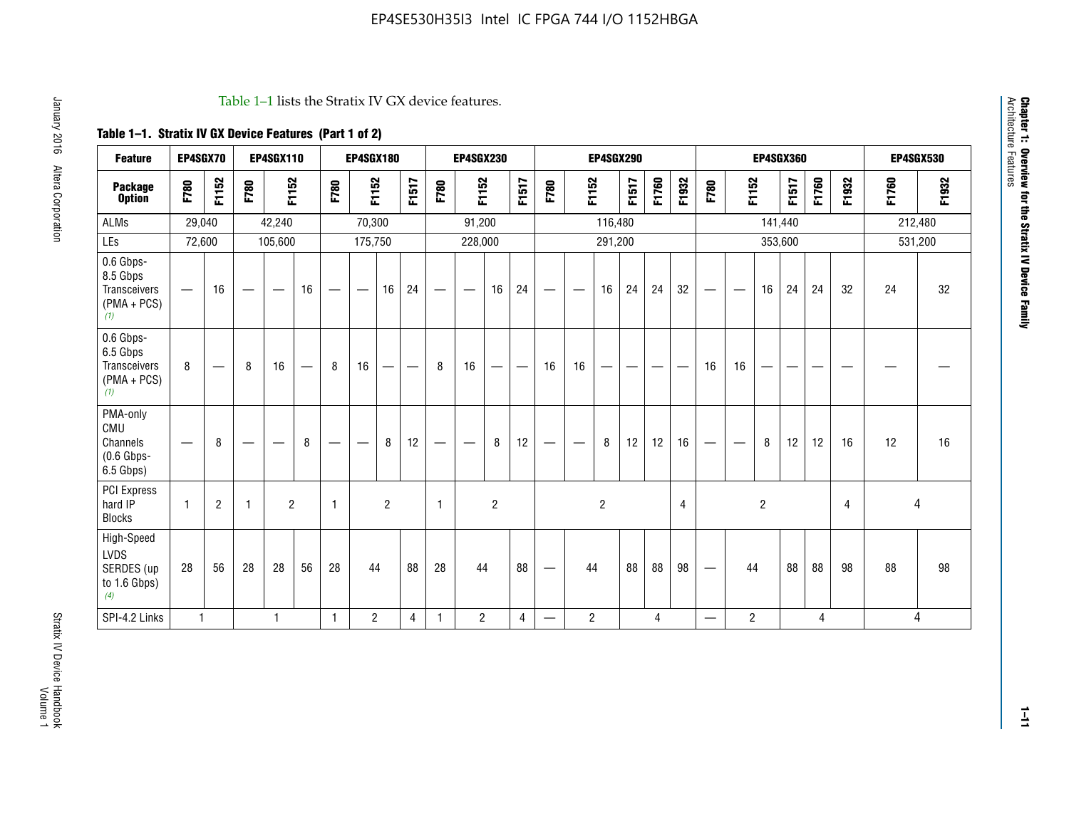Table 1–1 lists the Stratix IV GX device features.

**Table 1–1. Stratix IV GX Device Features (Part 1 of 2)**

| Feature | EP4SGX70 | | EP4SGX110 | | | EP4SGX180 | | | | EP4SGX230 | | | | EP4SGX290 | | | | | | EP4SGX360 | | | | | | EP4SGX530 | |
|---|---|---|---|---|---|---|---|---|---|---|---|---|---|---|---|---|---|---|---|---|---|---|---|---|---|---|---|
| **Package Option** | F780 | F1152 | F780 | F1152 | | F780 | F1152 | | F1517 | F780 | F1152 | | F1517 | F780 | F1152 | | F1517 | F1760 | F1932 | F780 | F1152 | | F1517 | F1760 | F1932 | F1760 | F1932 |
| ALMs | 29,040 | | 42,240 | | | 70,300 | | | | 91,200 | | | | 116,480 | | | | | | 141,440 | | | | | | 212,480 | |
| LEs | 72,600 | | 105,600 | | | 175,750 | | | | 228,000 | | | | 291,200 | | | | | | 353,600 | | | | | | 531,200 | |
| 0.6 Gbps-8.5 Gbps Transceivers (PMA + PCS) *(1)* | — | 16 | — | — | 16 | — | — | 16 | 24 | — | — | 16 | 24 | — | — | 16 | 24 | 24 | 32 | — | — | 16 | 24 | 24 | 32 | 24 | 32 |
| 0.6 Gbps-6.5 Gbps Transceivers (PMA + PCS) *(1)* | 8 | — | 8 | 16 | — | 8 | 16 | — | — | 8 | 16 | — | — | 16 | 16 | — | — | — | — | 16 | 16 | — | — | — | — | — | — |
| PMA-only CMU Channels (0.6 Gbps-6.5 Gbps) | — | 8 | — | — | 8 | — | — | 8 | 12 | — | — | 8 | 12 | — | — | 8 | 12 | 12 | 16 | — | — | 8 | 12 | 12 | 16 | 12 | 16 |
| PCI Express hard IP Blocks | 1 | 2 | 1 | 2 | | 1 | 2 | | | 1 | 2 | | | 2 | | | | | 4 | 2 | | | | | 4 | 4 | |
| High-Speed LVDS SERDES (up to 1.6 Gbps) *(4)* | 28 | 56 | 28 | 28 | 56 | 28 | 44 | | 88 | 28 | 44 | | 88 | — | 44 | | 88 | 88 | 98 | — | 44 | | 88 | 88 | 98 | 88 | 98 |
| SPI-4.2 Links | 1 | | 1 | | | 1 | 2 | | 4 | 1 | 2 | | 4 | — | 2 | | 4 | | | — | 2 | | 4 | | | 4 | |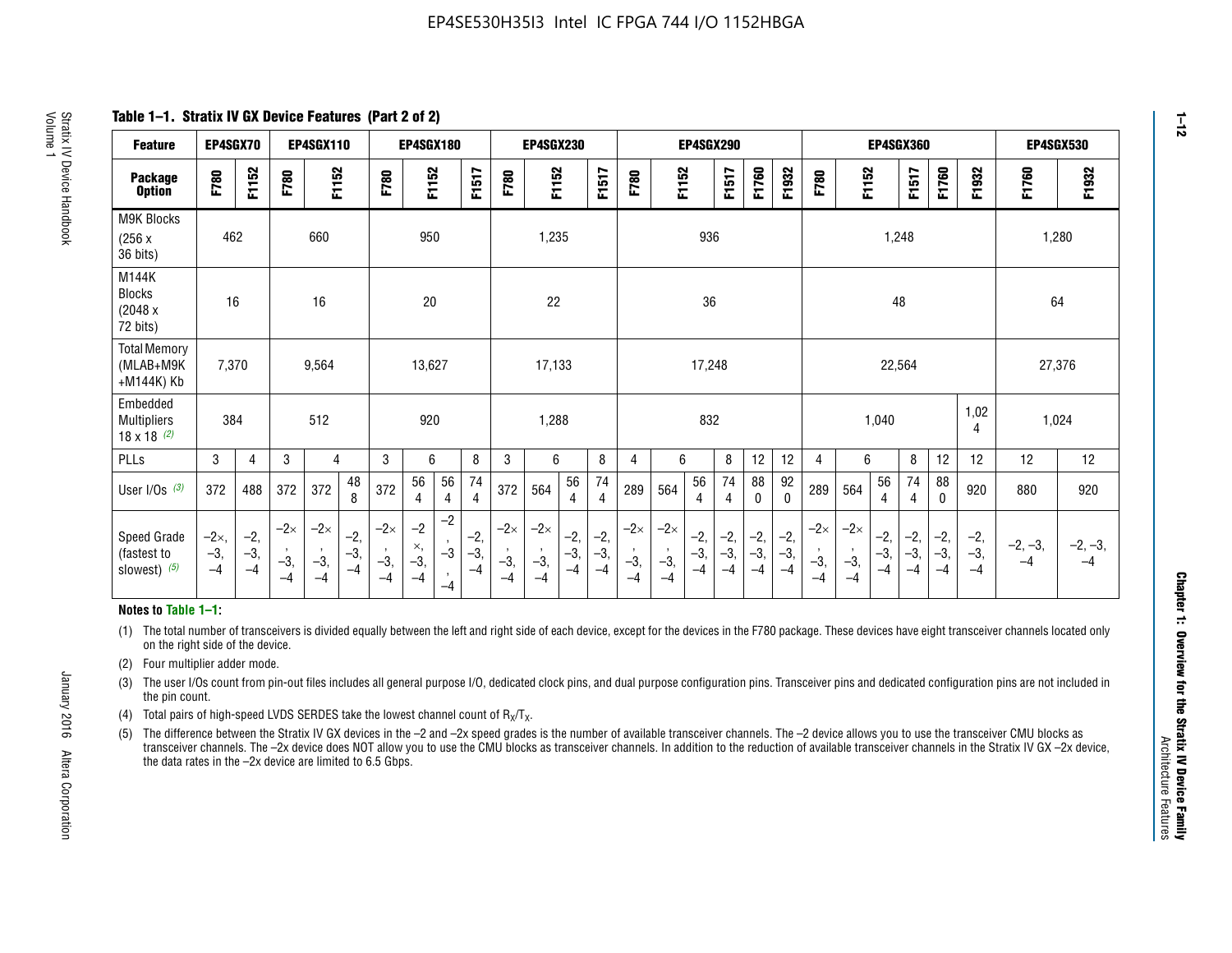**Table 1–1. Stratix IV GX Device Features (Part 2 of 2)**

| Feature | EP4SGX70 | | EP4SGX110 | | | EP4SGX180 | | | | EP4SGX230 | | | | EP4SGX290 | | | | | | EP4SGX360 | | | | | | EP4SGX530 | |
|---|---|---|---|---|---|---|---|---|---|---|---|---|---|---|---|---|---|---|---|---|---|---|---|---|---|---|---|
| Package Option | F780 | F1152 | F780 | F1152 | | F780 | F1152 | | F1517 | F780 | F1152 | | F1517 | F780 | F1152 | | F1517 | F1760 | F1932 | F780 | F1152 | | F1517 | F1760 | F1932 | F1760 | F1932 |
| M9K Blocks (256 x 36 bits) | 462 | | 660 | | | 950 | | | | 1,235 | | | | 936 | | | | | | 1,248 | | | | | | 1,280 | |
| M144K Blocks (2048 x 72 bits) | 16 | | 16 | | | 20 | | | | 22 | | | | 36 | | | | | | 48 | | | | | | 64 | |
| Total Memory (MLAB+M9K +M144K) Kb | 7,370 | | 9,564 | | | 13,627 | | | | 17,133 | | | | 17,248 | | | | | | 22,564 | | | | | | 27,376 | |
| Embedded Multipliers 18 x 18 (2) | 384 | | 512 | | | 920 | | | | 1,288 | | | | 832 | | | | | | 1,040 | | | | | 1,024 | 1,024 | |
| PLLs | 3 | 4 | 3 | 4 | | 3 | 6 | | 8 | 3 | 6 | | 8 | 4 | 6 | | 8 | 12 | 12 | 4 | 6 | | 8 | 12 | 12 | 12 | 12 |
| User I/Os (3) | 372 | 488 | 372 | 372 | 488 | 372 | 564 | 564 | 744 | 372 | 564 | 564 | 744 | 289 | 564 | 564 | 744 | 880 | 920 | 289 | 564 | 564 | 744 | 880 | 920 | 880 | 920 |
| Speed Grade (fastest to slowest) (5) | –2×, –3, –4 | –2, –3, –4 | –2×, –3, –4 | –2×, –3, –4 | –2, –3, –4 | –2×, –3, –4 | –2×, –3, –4 | –2, –3, –4 | –2, –3, –4 | –2×, –3, –4 | –2×, –3, –4 | –2, –3, –4 | –2, –3, –4 | –2×, –3, –4 | –2×, –3, –4 | –2, –3, –4 | –2, –3, –4 | –2, –3, –4 | –2, –3, –4 | –2×, –3, –4 | –2×, –3, –4 | –2, –3, –4 | –2, –3, –4 | –2, –3, –4 | –2, –3, –4 | –2, –3, –4 | –2, –3, –4 |

**Notes to Table 1–1:**

(1) The total number of transceivers is divided equally between the left and right side of each device, except for the devices in the F780 package. These devices have eight transceiver channels located only on the right side of the device.

(2) Four multiplier adder mode.

(3) The user I/Os count from pin-out files includes all general purpose I/O, dedicated clock pins, and dual purpose configuration pins. Transceiver pins and dedicated configuration pins are not included in the pin count.

(4) Total pairs of high-speed LVDS SERDES take the lowest channel count of $R_X/T_X$.

(5) The difference between the Stratix IV GX devices in the –2 and –2x speed grades is the number of available transceiver channels. The –2 device allows you to use the transceiver CMU blocks as transceiver channels. The –2x device does NOT allow you to use the CMU blocks as transceiver channels. In addition to the reduction of available transceiver channels in the Stratix IV GX –2x device, the data rates in the –2x device are limited to 6.5 Gbps.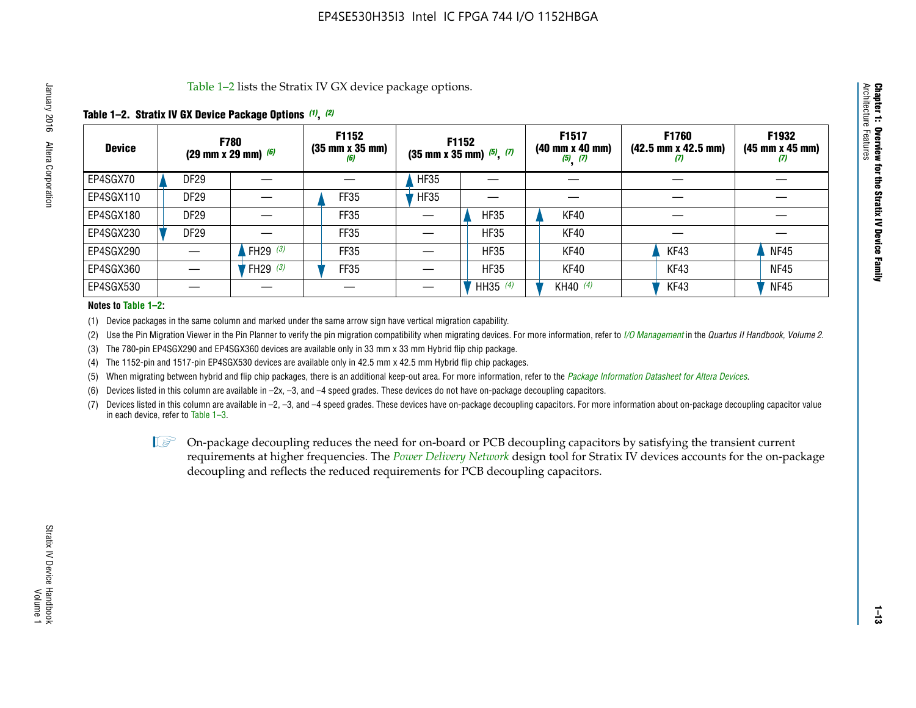Table 1–2 lists the Stratix IV GX device package options.

**Table 1–2. Stratix IV GX Device Package Options** *(1)*, *(2)*

| Device | F780 (29 mm x 29 mm) *(6)* | | F1152 (35 mm x 35 mm) *(6)* | F1152 (35 mm x 35 mm) *(5)*, *(7)* | | F1517 (40 mm x 40 mm) *(5)*, *(7)* | F1760 (42.5 mm x 42.5 mm) *(7)* | F1932 (45 mm x 45 mm) *(7)* |
|---|---|---|---|---|---|---|---|---|
| EP4SGX70 | DF29 | — | — | HF35 | — | — | — | — |
| EP4SGX110 | DF29 | — | FF35 | HF35 | — | — | — | — |
| EP4SGX180 | DF29 | — | FF35 | — | HF35 | KF40 | — | — |
| EP4SGX230 | DF29 | — | FF35 | — | HF35 | KF40 | — | — |
| EP4SGX290 | — | FH29 *(3)* | FF35 | — | HF35 | KF40 | KF43 | NF45 |
| EP4SGX360 | — | FH29 *(3)* | FF35 | — | HF35 | KF40 | KF43 | NF45 |
| EP4SGX530 | — | — | — | — | HH35 *(4)* | KH40 *(4)* | KF43 | NF45 |

**Notes to Table 1–2:**

(1) Device packages in the same column and marked under the same arrow sign have vertical migration capability.

(2) Use the Pin Migration Viewer in the Pin Planner to verify the pin migration compatibility when migrating devices. For more information, refer to *I/O Management* in the *Quartus II Handbook, Volume 2*.

(3) The 780-pin EP4SGX290 and EP4SGX360 devices are available only in 33 mm x 33 mm Hybrid flip chip package.

(4) The 1152-pin and 1517-pin EP4SGX530 devices are available only in 42.5 mm x 42.5 mm Hybrid flip chip packages.

(5) When migrating between hybrid and flip chip packages, there is an additional keep-out area. For more information, refer to the *Package Information Datasheet for Altera Devices*.

(6) Devices listed in this column are available in –2x, –3, and –4 speed grades. These devices do not have on-package decoupling capacitors.

(7) Devices listed in this column are available in –2, –3, and –4 speed grades. These devices have on-package decoupling capacitors. For more information about on-package decoupling capacitor value in each device, refer to Table 1–3.

On-package decoupling reduces the need for on-board or PCB decoupling capacitors by satisfying the transient current requirements at higher frequencies. The *Power Delivery Network* design tool for Stratix IV devices accounts for the on-package decoupling and reflects the reduced requirements for PCB decoupling capacitors.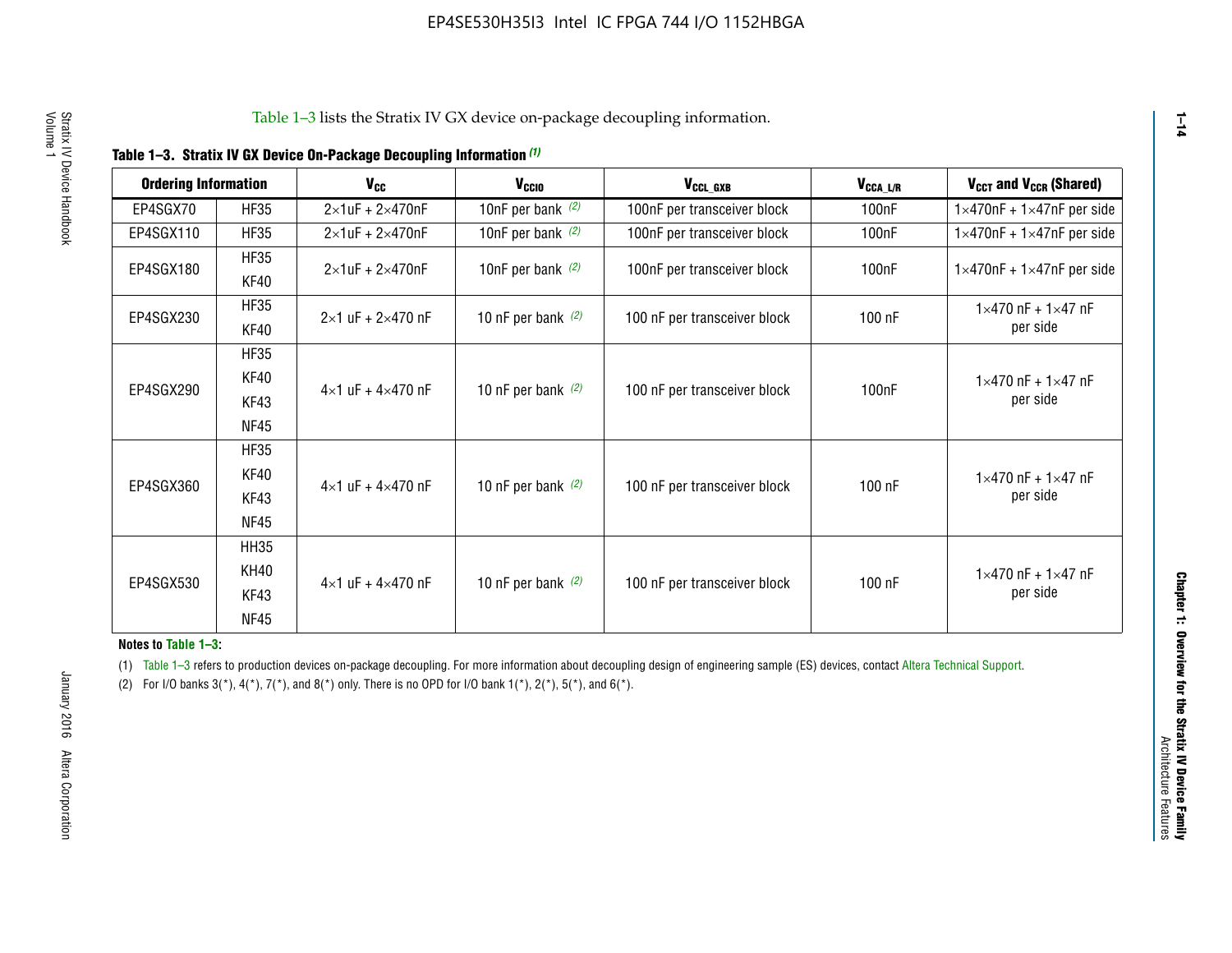Table 1–3 lists the Stratix IV GX device on-package decoupling information.

**Table 1–3. Stratix IV GX Device On-Package Decoupling Information (1)**

| Ordering Information | | $V_{CC}$ | $V_{CCIO}$ | $V_{CCL\_GXB}$ | $V_{CCA\_L/R}$ | $V_{CCT}$ and $V_{CCR}$ (Shared) |
|---|---|---|---|---|---|---|
| EP4SGX70 | HF35 | 2×1uF + 2×470nF | 10nF per bank (2) | 100nF per transceiver block | 100nF | 1×470nF + 1×47nF per side |
| EP4SGX110 | HF35 | 2×1uF + 2×470nF | 10nF per bank (2) | 100nF per transceiver block | 100nF | 1×470nF + 1×47nF per side |
| EP4SGX180 | HF35<br>KF40 | 2×1uF + 2×470nF | 10nF per bank (2) | 100nF per transceiver block | 100nF | 1×470nF + 1×47nF per side |
| EP4SGX230 | HF35<br>KF40 | 2×1 uF + 2×470 nF | 10 nF per bank (2) | 100 nF per transceiver block | 100 nF | 1×470 nF + 1×47 nF per side |
| EP4SGX290 | HF35<br>KF40<br>KF43<br>NF45 | 4×1 uF + 4×470 nF | 10 nF per bank (2) | 100 nF per transceiver block | 100nF | 1×470 nF + 1×47 nF per side |
| EP4SGX360 | HF35<br>KF40<br>KF43<br>NF45 | 4×1 uF + 4×470 nF | 10 nF per bank (2) | 100 nF per transceiver block | 100 nF | 1×470 nF + 1×47 nF per side |
| EP4SGX530 | HH35<br>KH40<br>KF43<br>NF45 | 4×1 uF + 4×470 nF | 10 nF per bank (2) | 100 nF per transceiver block | 100 nF | 1×470 nF + 1×47 nF per side |

**Notes to Table 1–3:**

(1) Table 1–3 refers to production devices on-package decoupling. For more information about decoupling design of engineering sample (ES) devices, contact Altera Technical Support.

(2) For I/O banks 3(*), 4(*), 7(*), and 8(*) only. There is no OPD for I/O bank 1(*), 2(*), 5(*), and 6(*).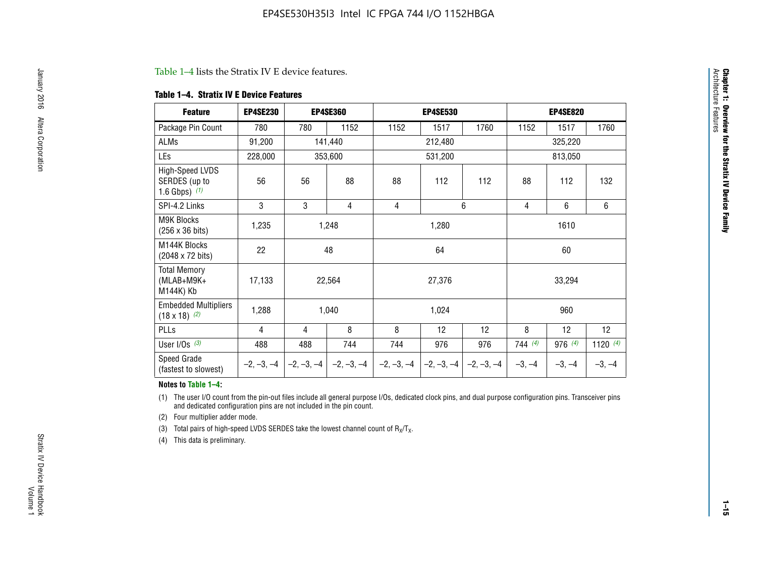Table 1–4 lists the Stratix IV E device features.

**Table 1–4. Stratix IV E Device Features**

| Feature | EP4SE230 | EP4SE360 | | EP4SE530 | | | EP4SE820 | | |
|---|---|---|---|---|---|---|---|---|---|
| Package Pin Count | 780 | 780 | 1152 | 1152 | 1517 | 1760 | 1152 | 1517 | 1760 |
| ALMs | 91,200 | 141,440 | | 212,480 | | | 325,220 | | |
| LEs | 228,000 | 353,600 | | 531,200 | | | 813,050 | | |
| High-Speed LVDS SERDES (up to 1.6 Gbps) *(1)* | 56 | 56 | 88 | 88 | 112 | 112 | 88 | 112 | 132 |
| SPI-4.2 Links | 3 | 3 | 4 | 4 | 6 | | 4 | 6 | 6 |
| M9K Blocks (256 x 36 bits) | 1,235 | 1,248 | | 1,280 | | | 1610 | | |
| M144K Blocks (2048 x 72 bits) | 22 | 48 | | 64 | | | 60 | | |
| Total Memory (MLAB+M9K+ M144K) Kb | 17,133 | 22,564 | | 27,376 | | | 33,294 | | |
| Embedded Multipliers (18 x 18) *(2)* | 1,288 | 1,040 | | 1,024 | | | 960 | | |
| PLLs | 4 | 4 | 8 | 8 | 12 | 12 | 8 | 12 | 12 |
| User I/Os *(3)* | 488 | 488 | 744 | 744 | 976 | 976 | 744 *(4)* | 976 *(4)* | 1120 *(4)* |
| Speed Grade (fastest to slowest) | –2, –3, –4 | –2, –3, –4 | –2, –3, –4 | –2, –3, –4 | –2, –3, –4 | –2, –3, –4 | –3, –4 | –3, –4 | –3, –4 |

**Notes to Table 1–4:**

(1) The user I/O count from the pin-out files include all general purpose I/Os, dedicated clock pins, and dual purpose configuration pins. Transceiver pins and dedicated configuration pins are not included in the pin count.

(2) Four multiplier adder mode.

(3) Total pairs of high-speed LVDS SERDES take the lowest channel count of $R_X/T_X$.

(4) This data is preliminary.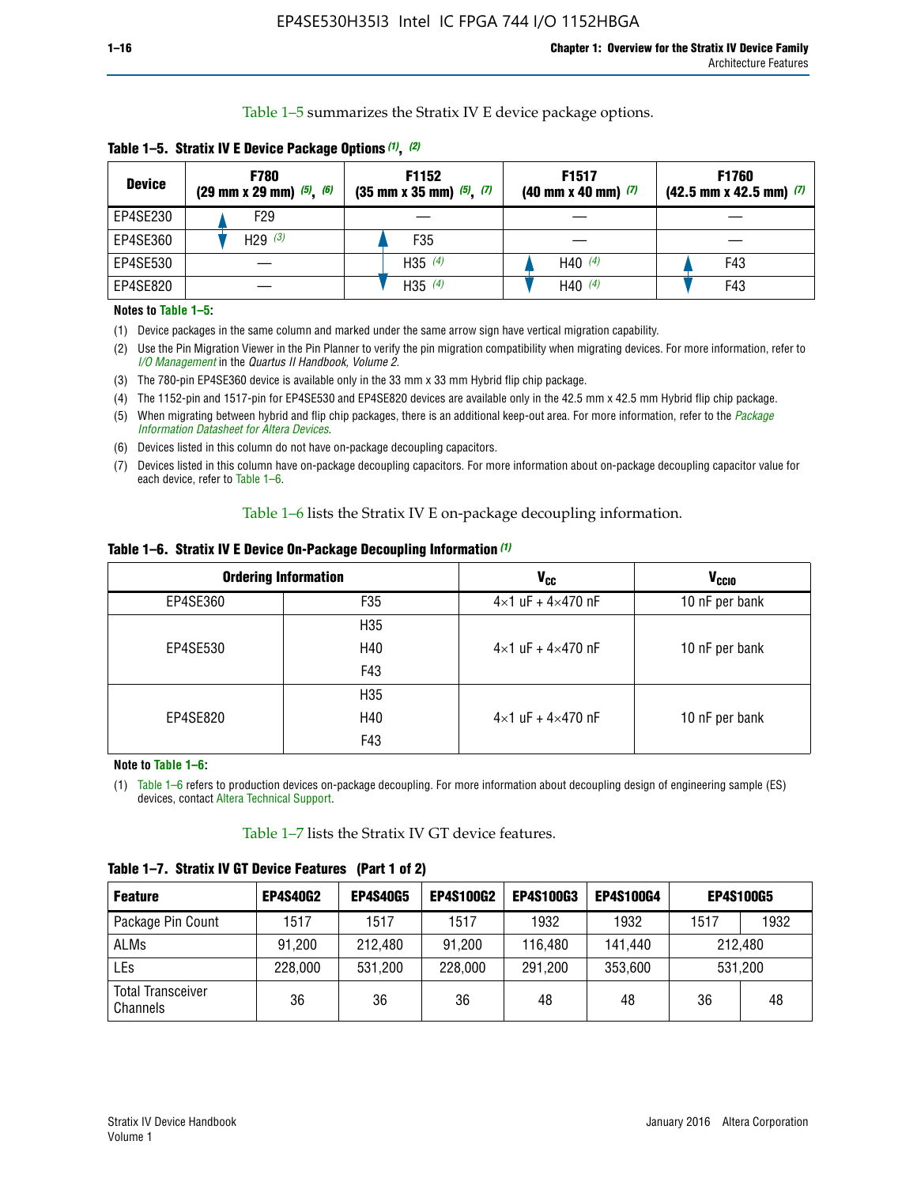Table 1–5 summarizes the Stratix IV E device package options.

**Table 1–5. Stratix IV E Device Package Options (1), (2)**

| Device | F780 (29 mm x 29 mm) (5), (6) | F1152 (35 mm x 35 mm) (5), (7) | F1517 (40 mm x 40 mm) (7) | F1760 (42.5 mm x 42.5 mm) (7) |
|---|---|---|---|---|
| EP4SE230 | F29 | — | — | — |
| EP4SE360 | H29 (3) | F35 | — | — |
| EP4SE530 | — | H35 (4) | H40 (4) | F43 |
| EP4SE820 | — | H35 (4) | H40 (4) | F43 |

**Notes to Table 1–5:**

(1) Device packages in the same column and marked under the same arrow sign have vertical migration capability.

(2) Use the Pin Migration Viewer in the Pin Planner to verify the pin migration compatibility when migrating devices. For more information, refer to *I/O Management* in the *Quartus II Handbook, Volume 2*.

(3) The 780-pin EP4SE360 device is available only in the 33 mm x 33 mm Hybrid flip chip package.

(4) The 1152-pin and 1517-pin for EP4SE530 and EP4SE820 devices are available only in the 42.5 mm x 42.5 mm Hybrid flip chip package.

(5) When migrating between hybrid and flip chip packages, there is an additional keep-out area. For more information, refer to the *Package Information Datasheet for Altera Devices*.

(6) Devices listed in this column do not have on-package decoupling capacitors.

(7) Devices listed in this column have on-package decoupling capacitors. For more information about on-package decoupling capacitor value for each device, refer to Table 1–6.

Table 1–6 lists the Stratix IV E on-package decoupling information.

**Table 1–6. Stratix IV E Device On-Package Decoupling Information (1)**

| Ordering Information | | $V_{CC}$ | $V_{CCIO}$ |
|---|---|---|---|
| EP4SE360 | F35 | 4×1 uF + 4×470 nF | 10 nF per bank |
| EP4SE530 | H35<br>H40<br>F43 | 4×1 uF + 4×470 nF | 10 nF per bank |
| EP4SE820 | H35<br>H40<br>F43 | 4×1 uF + 4×470 nF | 10 nF per bank |

**Note to Table 1–6:**

(1) Table 1–6 refers to production devices on-package decoupling. For more information about decoupling design of engineering sample (ES) devices, contact Altera Technical Support.

Table 1–7 lists the Stratix IV GT device features.

**Table 1–7. Stratix IV GT Device Features (Part 1 of 2)**

| Feature | EP4S40G2 | EP4S40G5 | EP4S100G2 | EP4S100G3 | EP4S100G4 | EP4S100G5 | |
|---|---|---|---|---|---|---|---|
| Package Pin Count | 1517 | 1517 | 1517 | 1932 | 1932 | 1517 | 1932 |
| ALMs | 91,200 | 212,480 | 91,200 | 116,480 | 141,440 | 212,480 | |
| LEs | 228,000 | 531,200 | 228,000 | 291,200 | 353,600 | 531,200 | |
| Total Transceiver Channels | 36 | 36 | 36 | 48 | 48 | 36 | 48 |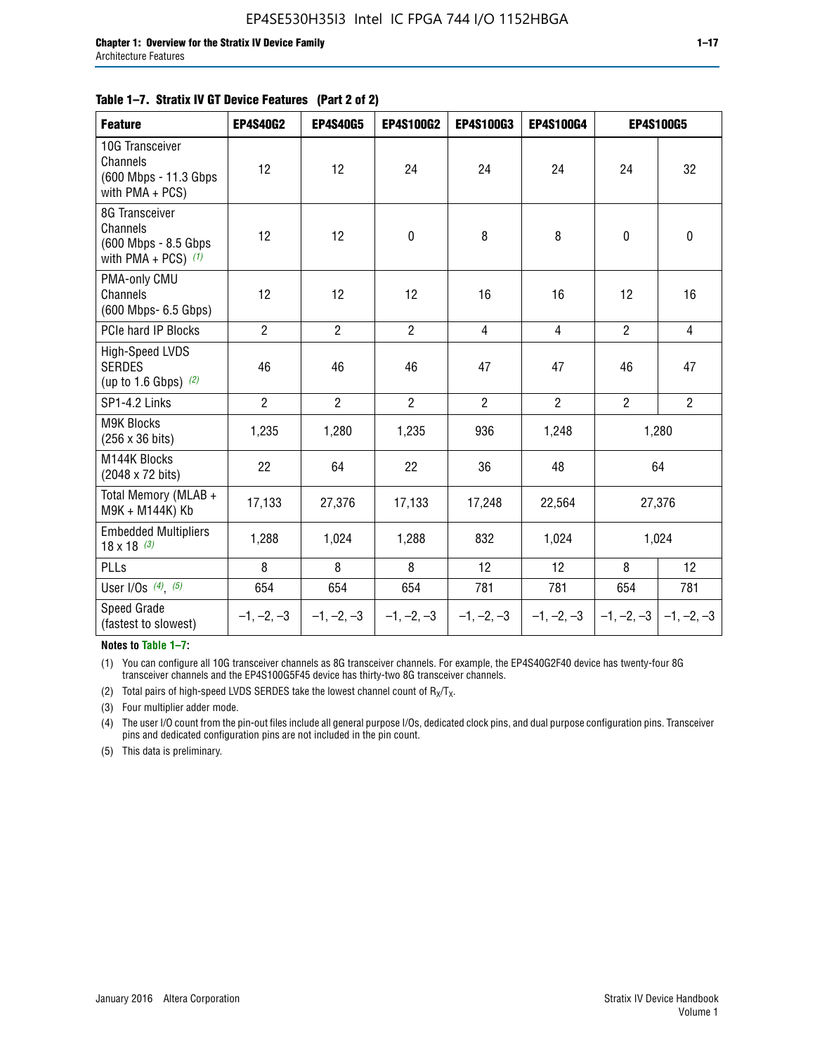**Table 1–7. Stratix IV GT Device Features (Part 2 of 2)**

| Feature | EP4S40G2 | EP4S40G5 | EP4S100G2 | EP4S100G3 | EP4S100G4 | EP4S100G5 | |
|---|---|---|---|---|---|---|---|
| 10G Transceiver Channels (600 Mbps - 11.3 Gbps with PMA + PCS) | 12 | 12 | 24 | 24 | 24 | 24 | 32 |
| 8G Transceiver Channels (600 Mbps - 8.5 Gbps with PMA + PCS) *(1)* | 12 | 12 | 0 | 8 | 8 | 0 | 0 |
| PMA-only CMU Channels (600 Mbps- 6.5 Gbps) | 12 | 12 | 12 | 16 | 16 | 12 | 16 |
| PCIe hard IP Blocks | 2 | 2 | 2 | 4 | 4 | 2 | 4 |
| High-Speed LVDS SERDES (up to 1.6 Gbps) *(2)* | 46 | 46 | 46 | 47 | 47 | 46 | 47 |
| SP1-4.2 Links | 2 | 2 | 2 | 2 | 2 | 2 | 2 |
| M9K Blocks (256 x 36 bits) | 1,235 | 1,280 | 1,235 | 936 | 1,248 | 1,280 | |
| M144K Blocks (2048 x 72 bits) | 22 | 64 | 22 | 36 | 48 | 64 | |
| Total Memory (MLAB + M9K + M144K) Kb | 17,133 | 27,376 | 17,133 | 17,248 | 22,564 | 27,376 | |
| Embedded Multipliers 18 x 18 *(3)* | 1,288 | 1,024 | 1,288 | 832 | 1,024 | 1,024 | |
| PLLs | 8 | 8 | 8 | 12 | 12 | 8 | 12 |
| User I/Os *(4)*, *(5)* | 654 | 654 | 654 | 781 | 781 | 654 | 781 |
| Speed Grade (fastest to slowest) | –1, –2, –3 | –1, –2, –3 | –1, –2, –3 | –1, –2, –3 | –1, –2, –3 | –1, –2, –3 | –1, –2, –3 |

**Notes to Table 1–7:**

(1) You can configure all 10G transceiver channels as 8G transceiver channels. For example, the EP4S40G2F40 device has twenty-four 8G transceiver channels and the EP4S100G5F45 device has thirty-two 8G transceiver channels.

(2) Total pairs of high-speed LVDS SERDES take the lowest channel count of $R_X/T_X$.

(3) Four multiplier adder mode.

(4) The user I/O count from the pin-out files include all general purpose I/Os, dedicated clock pins, and dual purpose configuration pins. Transceiver pins and dedicated configuration pins are not included in the pin count.

(5) This data is preliminary.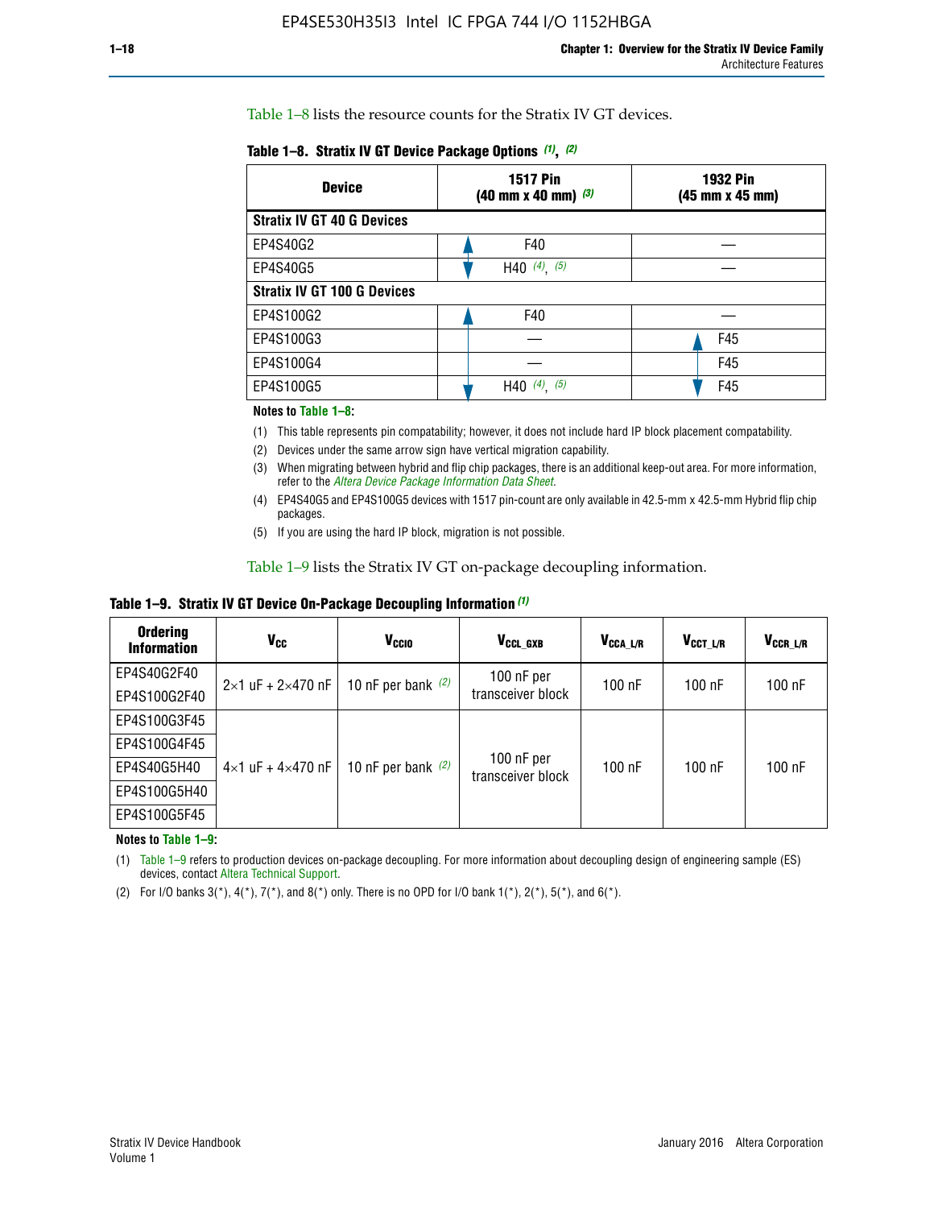Table 1–8 lists the resource counts for the Stratix IV GT devices.

**Table 1–8. Stratix IV GT Device Package Options (1), (2)**

| Device | 1517 Pin (40 mm x 40 mm) (3) | 1932 Pin (45 mm x 45 mm) |
|---|---|---|
| **Stratix IV GT 40 G Devices** | | |
| EP4S40G2 | F40 | — |
| EP4S40G5 | H40 (4), (5) | — |
| **Stratix IV GT 100 G Devices** | | |
| EP4S100G2 | F40 | — |
| EP4S100G3 | — | F45 |
| EP4S100G4 | — | F45 |
| EP4S100G5 | H40 (4), (5) | F45 |

**Notes to Table 1–8:**

(1) This table represents pin compatability; however, it does not include hard IP block placement compatability.

(2) Devices under the same arrow sign have vertical migration capability.

(3) When migrating between hybrid and flip chip packages, there is an additional keep-out area. For more information, refer to the *Altera Device Package Information Data Sheet*.

(4) EP4S40G5 and EP4S100G5 devices with 1517 pin-count are only available in 42.5-mm x 42.5-mm Hybrid flip chip packages.

(5) If you are using the hard IP block, migration is not possible.

Table 1–9 lists the Stratix IV GT on-package decoupling information.

**Table 1–9. Stratix IV GT Device On-Package Decoupling Information (1)**

| Ordering Information | $V_{CC}$ | $V_{CCIO}$ | $V_{CCL\_GXB}$ | $V_{CCA\_L/R}$ | $V_{CCT\_L/R}$ | $V_{CCR\_L/R}$ |
|---|---|---|---|---|---|---|
| EP4S40G2F40 | 2×1 uF + 2×470 nF | 10 nF per bank (2) | 100 nF per transceiver block | 100 nF | 100 nF | 100 nF |
| EP4S100G2F40 | | | | | | |
| EP4S100G3F45 | 4×1 uF + 4×470 nF | 10 nF per bank (2) | 100 nF per transceiver block | 100 nF | 100 nF | 100 nF |
| EP4S100G4F45 | | | | | | |
| EP4S40G5H40 | | | | | | |
| EP4S100G5H40 | | | | | | |
| EP4S100G5F45 | | | | | | |

**Notes to Table 1–9:**

(1) Table 1–9 refers to production devices on-package decoupling. For more information about decoupling design of engineering sample (ES) devices, contact Altera Technical Support.

(2) For I/O banks 3(*), 4(*), 7(*), and 8(*) only. There is no OPD for I/O bank 1(*), 2(*), 5(*), and 6(*).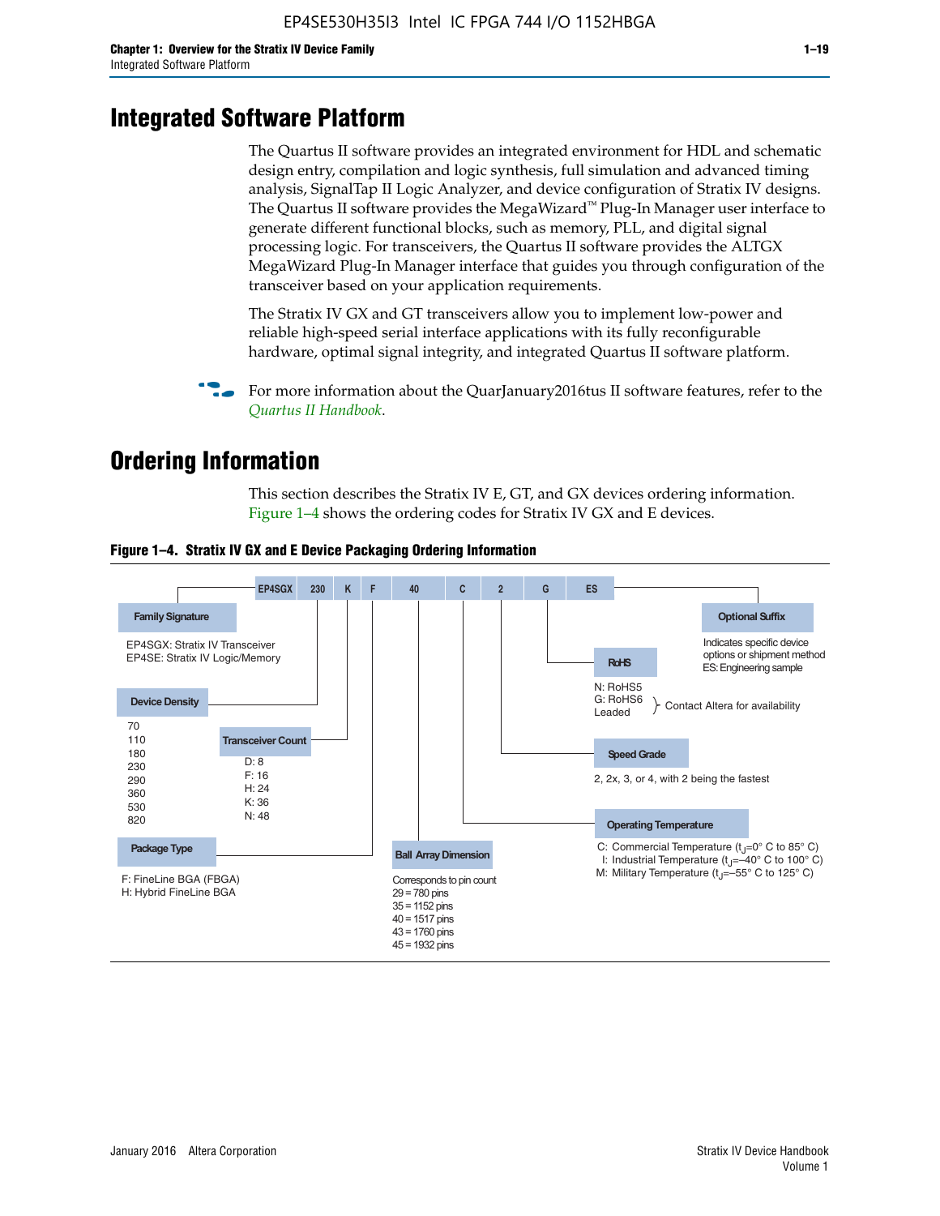# Integrated Software Platform

The Quartus II software provides an integrated environment for HDL and schematic design entry, compilation and logic synthesis, full simulation and advanced timing analysis, SignalTap II Logic Analyzer, and device configuration of Stratix IV designs. The Quartus II software provides the MegaWizard™ Plug-In Manager user interface to generate different functional blocks, such as memory, PLL, and digital signal processing logic. For transceivers, the Quartus II software provides the ALTGX MegaWizard Plug-In Manager interface that guides you through configuration of the transceiver based on your application requirements.

The Stratix IV GX and GT transceivers allow you to implement low-power and reliable high-speed serial interface applications with its fully reconfigurable hardware, optimal signal integrity, and integrated Quartus II software platform.

For more information about the QuarJanuary2016tus II software features, refer to the *Quartus II Handbook*.

# Ordering Information

This section describes the Stratix IV E, GT, and GX devices ordering information. Figure 1–4 shows the ordering codes for Stratix IV GX and E devices.

**Figure 1–4. Stratix IV GX and E Device Packaging Ordering Information**

EP4SGX | 230 | K | F | 40 | C | 2 | G | ES

**Family Signature**
EP4SGX: Stratix IV Transceiver
EP4SE: Stratix IV Logic/Memory

**Device Density**
70
110
180
230
290
360
530
820

**Transceiver Count**
D: 8
F: 16
H: 24
K: 36
N: 48

**Package Type**
F: FineLine BGA (FBGA)
H: Hybrid FineLine BGA

**Ball Array Dimension**
Corresponds to pin count
29 = 780 pins
35 = 1152 pins
40 = 1517 pins
43 = 1760 pins
45 = 1932 pins

**Operating Temperature**
C: Commercial Temperature ($t_J$=0° C to 85° C)
I: Industrial Temperature ($t_J$=–40° C to 100° C)
M: Military Temperature ($t_J$=–55° C to 125° C)

**Speed Grade**
2, 2x, 3, or 4, with 2 being the fastest

**RoHS**
N: RoHS5
G: RoHS6
Leaded
} Contact Altera for availability

**Optional Suffix**
Indicates specific device options or shipment method
ES: Engineering sample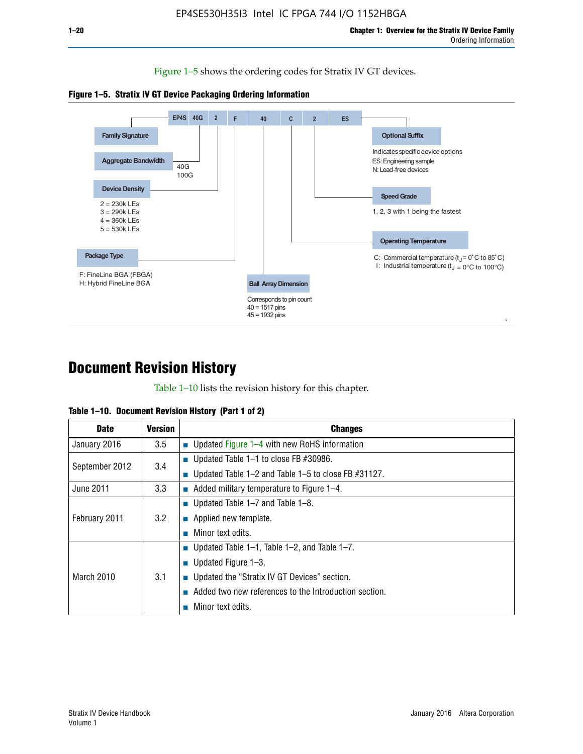Figure 1–5 shows the ordering codes for Stratix IV GT devices.

**Figure 1–5. Stratix IV GT Device Packaging Ordering Information**

EP4S 40G 2 F 40 C 2 ES

- **Family Signature**
- **Aggregate Bandwidth**: 40G, 100G
- **Device Density**: 2 = 230k LEs, 3 = 290k LEs, 4 = 360k LEs, 5 = 530k LEs
- **Package Type**: F: FineLine BGA (FBGA), H: Hybrid FineLine BGA
- **Ball Array Dimension**: Corresponds to pin count, 40 = 1517 pins, 45 = 1932 pins
- **Operating Temperature**: C: Commercial temperature ($t_J$ = 0°C to 85°C), I: Industrial temperature ($t_J$ = 0°C to 100°C)
- **Speed Grade**: 1, 2, 3 with 1 being the fastest
- **Optional Suffix**: Indicates specific device options, ES: Engineering sample, N: Lead-free devices

# Document Revision History

Table 1–10 lists the revision history for this chapter.

**Table 1–10. Document Revision History (Part 1 of 2)**

| Date | Version | Changes |
|---|---|---|
| January 2016 | 3.5 | ■ Updated Figure 1–4 with new RoHS information |
| September 2012 | 3.4 | ■ Updated Table 1–1 to close FB #30986.<br>■ Updated Table 1–2 and Table 1–5 to close FB #31127. |
| June 2011 | 3.3 | ■ Added military temperature to Figure 1–4. |
| February 2011 | 3.2 | ■ Updated Table 1–7 and Table 1–8.<br>■ Applied new template.<br>■ Minor text edits. |
| March 2010 | 3.1 | ■ Updated Table 1–1, Table 1–2, and Table 1–7.<br>■ Updated Figure 1–3.<br>■ Updated the "Stratix IV GT Devices" section.<br>■ Added two new references to the Introduction section.<br>■ Minor text edits. |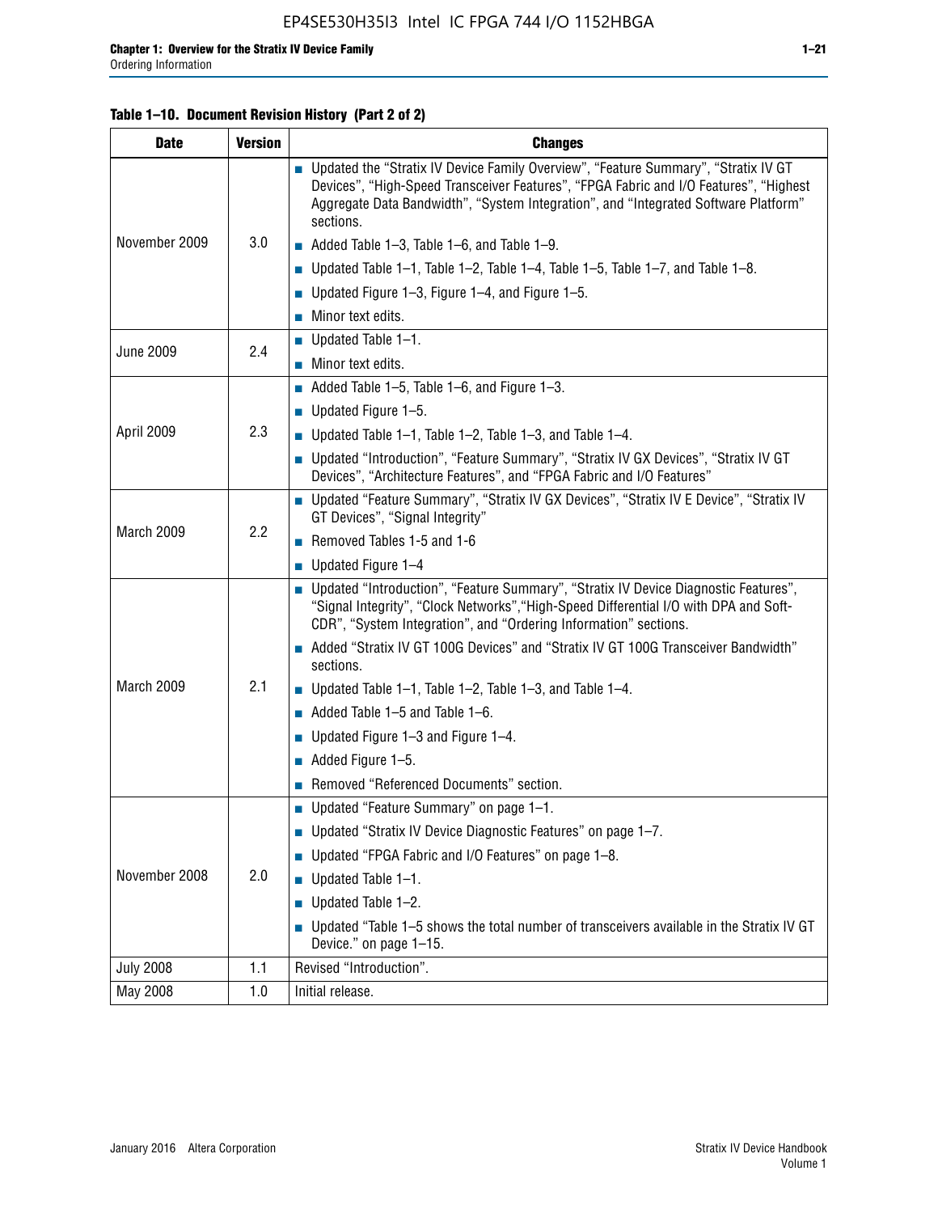**Table 1–10. Document Revision History (Part 2 of 2)**

| Date | Version | Changes |
|---|---|---|
| November 2009 | 3.0 | ■ Updated the “Stratix IV Device Family Overview”, “Feature Summary”, “Stratix IV GT Devices”, “High-Speed Transceiver Features”, “FPGA Fabric and I/O Features”, “Highest Aggregate Data Bandwidth”, “System Integration”, and “Integrated Software Platform” sections. <br> ■ Added Table 1–3, Table 1–6, and Table 1–9. <br> ■ Updated Table 1–1, Table 1–2, Table 1–4, Table 1–5, Table 1–7, and Table 1–8. <br> ■ Updated Figure 1–3, Figure 1–4, and Figure 1–5. <br> ■ Minor text edits. |
| June 2009 | 2.4 | ■ Updated Table 1–1. <br> ■ Minor text edits. |
| April 2009 | 2.3 | ■ Added Table 1–5, Table 1–6, and Figure 1–3. <br> ■ Updated Figure 1–5. <br> ■ Updated Table 1–1, Table 1–2, Table 1–3, and Table 1–4. <br> ■ Updated “Introduction”, “Feature Summary”, “Stratix IV GX Devices”, “Stratix IV GT Devices”, “Architecture Features”, and “FPGA Fabric and I/O Features” |
| March 2009 | 2.2 | ■ Updated “Feature Summary”, “Stratix IV GX Devices”, “Stratix IV E Device”, “Stratix IV GT Devices”, “Signal Integrity” <br> ■ Removed Tables 1-5 and 1-6 <br> ■ Updated Figure 1–4 |
| March 2009 | 2.1 | ■ Updated “Introduction”, “Feature Summary”, “Stratix IV Device Diagnostic Features”, “Signal Integrity”, “Clock Networks”,“High-Speed Differential I/O with DPA and Soft-CDR”, “System Integration”, and “Ordering Information” sections. <br> ■ Added “Stratix IV GT 100G Devices” and “Stratix IV GT 100G Transceiver Bandwidth” sections. <br> ■ Updated Table 1–1, Table 1–2, Table 1–3, and Table 1–4. <br> ■ Added Table 1–5 and Table 1–6. <br> ■ Updated Figure 1–3 and Figure 1–4. <br> ■ Added Figure 1–5. <br> ■ Removed “Referenced Documents” section. |
| November 2008 | 2.0 | ■ Updated “Feature Summary” on page 1–1. <br> ■ Updated “Stratix IV Device Diagnostic Features” on page 1–7. <br> ■ Updated “FPGA Fabric and I/O Features” on page 1–8. <br> ■ Updated Table 1–1. <br> ■ Updated Table 1–2. <br> ■ Updated “Table 1–5 shows the total number of transceivers available in the Stratix IV GT Device.” on page 1–15. |
| July 2008 | 1.1 | Revised “Introduction”. |
| May 2008 | 1.0 | Initial release. |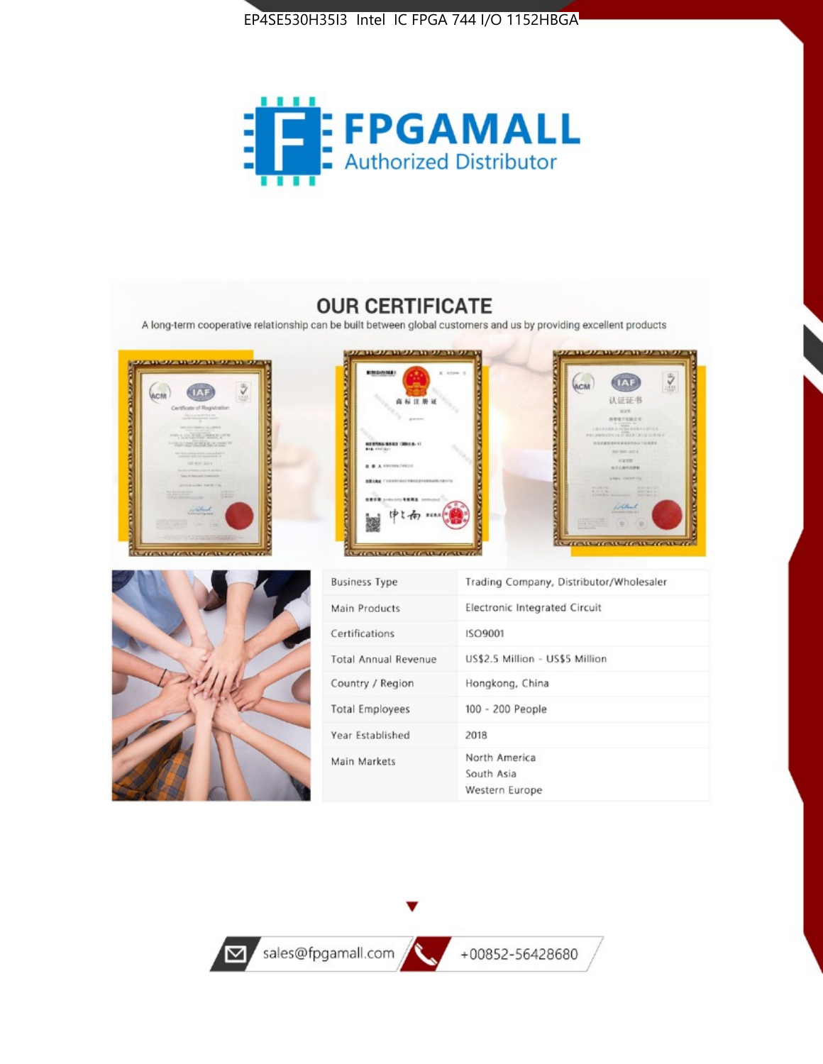FPGAMALL
Authorized Distributor

## OUR CERTIFICATE

A long-term cooperative relationship can be built between global customers and us by providing excellent products

| | |
|---|---|
| Business Type | Trading Company, Distributor/Wholesaler |
| Main Products | Electronic Integrated Circuit |
| Certifications | ISO9001 |
| Total Annual Revenue | US$2.5 Million - US$5 Million |
| Country / Region | Hongkong, China |
| Total Employees | 100 - 200 People |
| Year Established | 2018 |
| Main Markets | North America<br>South Asia<br>Western Europe |

sales@fpgamall.com

+00852-56428680